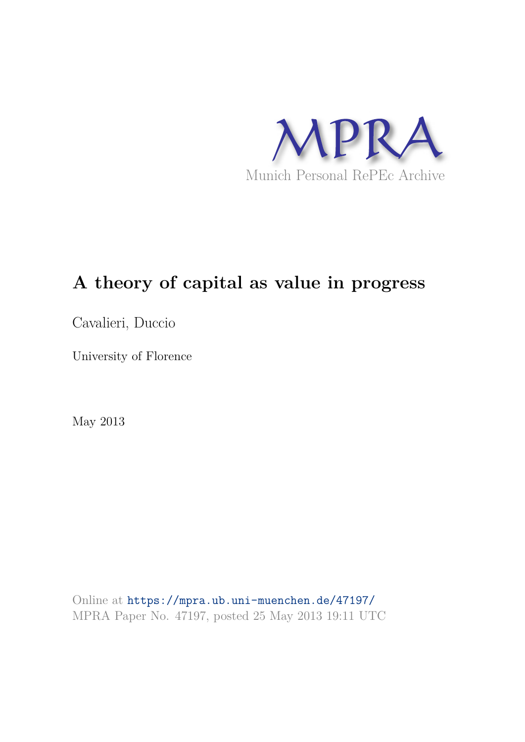MPRA

Munich Personal RePEc Archive

# A theory of capital as value in progress

Cavalieri, Duccio

University of Florence

May 2013

Online at https://mpra.ub.uni-muenchen.de/47197/
MPRA Paper No. 47197, posted 25 May 2013 19:11 UTC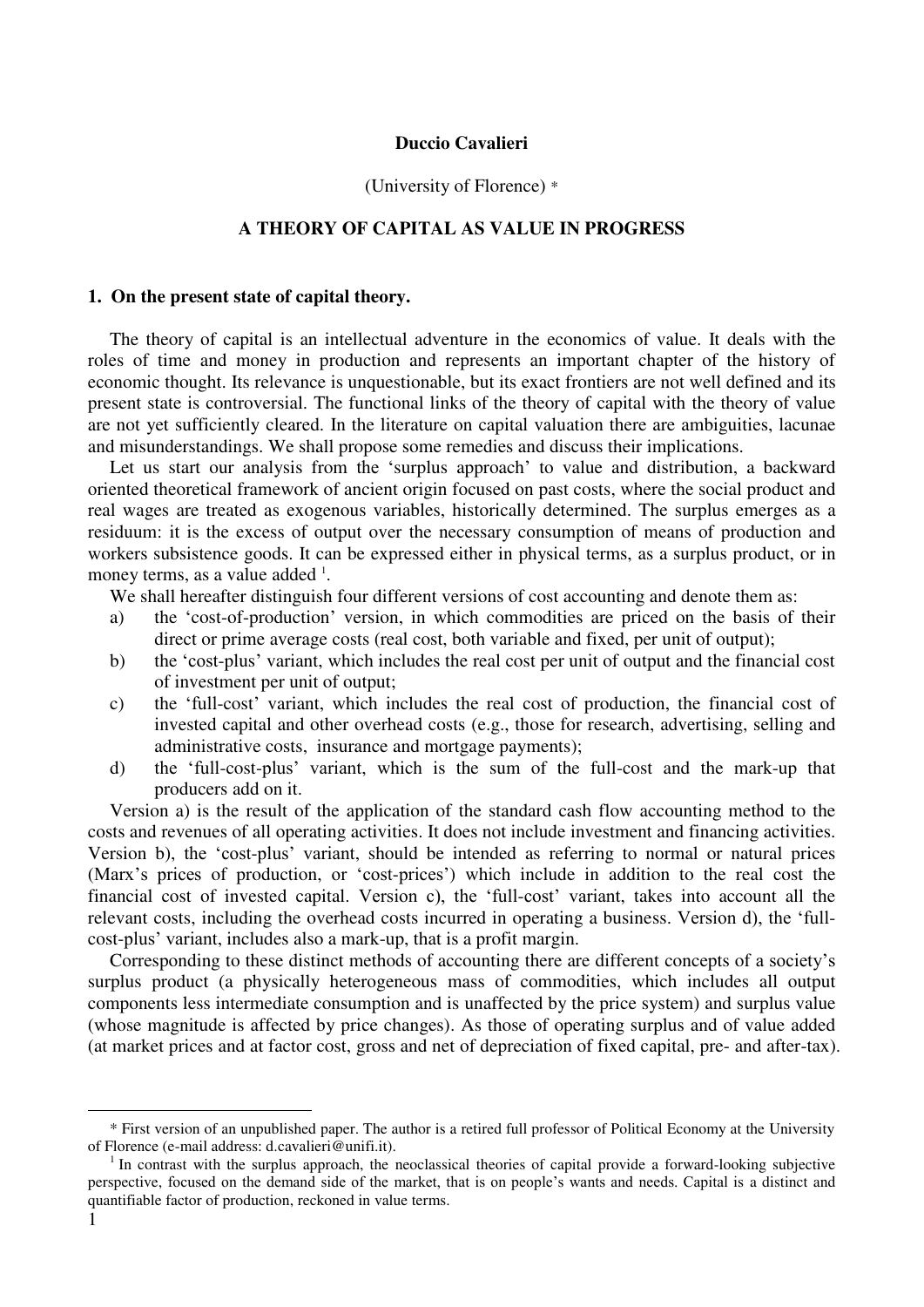**Duccio Cavalieri**

(University of Florence) *

**A THEORY OF CAPITAL AS VALUE IN PROGRESS**

## 1. On the present state of capital theory.

The theory of capital is an intellectual adventure in the economics of value. It deals with the roles of time and money in production and represents an important chapter of the history of economic thought. Its relevance is unquestionable, but its exact frontiers are not well defined and its present state is controversial. The functional links of the theory of capital with the theory of value are not yet sufficiently cleared. In the literature on capital valuation there are ambiguities, lacunae and misunderstandings. We shall propose some remedies and discuss their implications.

Let us start our analysis from the 'surplus approach' to value and distribution, a backward oriented theoretical framework of ancient origin focused on past costs, where the social product and real wages are treated as exogenous variables, historically determined. The surplus emerges as a residuum: it is the excess of output over the necessary consumption of means of production and workers subsistence goods. It can be expressed either in physical terms, as a surplus product, or in money terms, as a value added [1].

We shall hereafter distinguish four different versions of cost accounting and denote them as:

a) the 'cost-of-production' version, in which commodities are priced on the basis of their direct or prime average costs (real cost, both variable and fixed, per unit of output);
b) the 'cost-plus' variant, which includes the real cost per unit of output and the financial cost of investment per unit of output;
c) the 'full-cost' variant, which includes the real cost of production, the financial cost of invested capital and other overhead costs (e.g., those for research, advertising, selling and administrative costs, insurance and mortgage payments);
d) the 'full-cost-plus' variant, which is the sum of the full-cost and the mark-up that producers add on it.

Version a) is the result of the application of the standard cash flow accounting method to the costs and revenues of all operating activities. It does not include investment and financing activities. Version b), the 'cost-plus' variant, should be intended as referring to normal or natural prices (Marx's prices of production, or 'cost-prices') which include in addition to the real cost the financial cost of invested capital. Version c), the 'full-cost' variant, takes into account all the relevant costs, including the overhead costs incurred in operating a business. Version d), the 'full-cost-plus' variant, includes also a mark-up, that is a profit margin.

Corresponding to these distinct methods of accounting there are different concepts of a society's surplus product (a physically heterogeneous mass of commodities, which includes all output components less intermediate consumption and is unaffected by the price system) and surplus value (whose magnitude is affected by price changes). As those of operating surplus and of value added (at market prices and at factor cost, gross and net of depreciation of fixed capital, pre- and after-tax).

---

* First version of an unpublished paper. The author is a retired full professor of Political Economy at the University of Florence (e-mail address: d.cavalieri@unifi.it).

[1] In contrast with the surplus approach, the neoclassical theories of capital provide a forward-looking subjective perspective, focused on the demand side of the market, that is on people's wants and needs. Capital is a distinct and quantifiable factor of production, reckoned in value terms.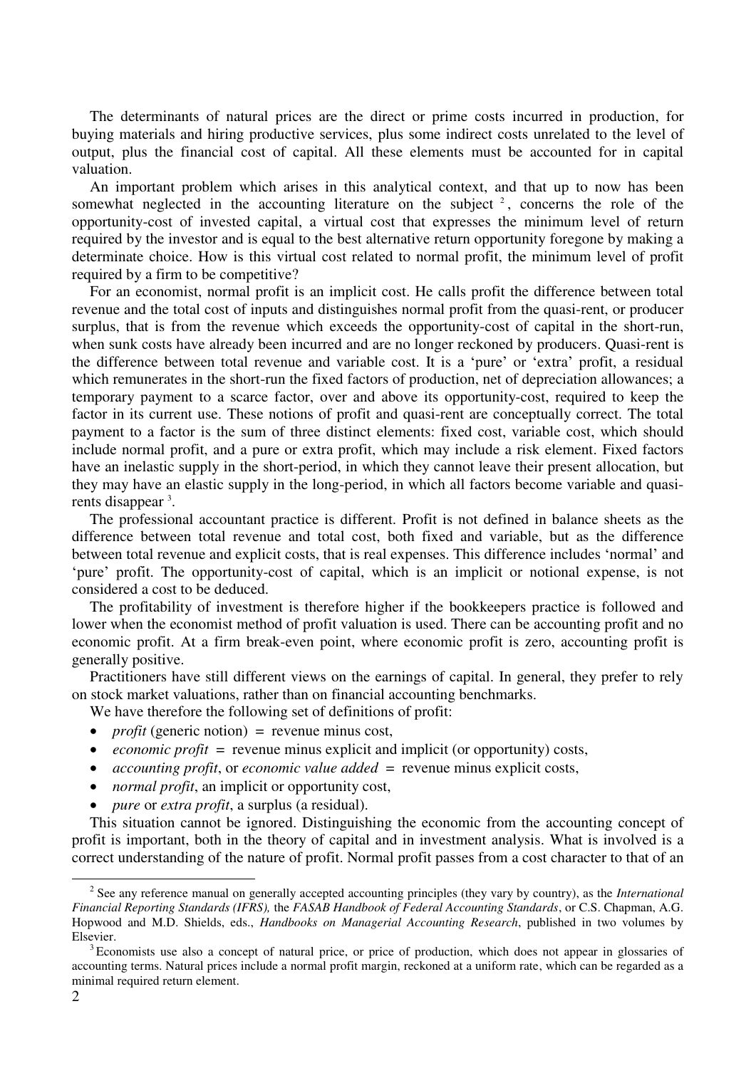The determinants of natural prices are the direct or prime costs incurred in production, for buying materials and hiring productive services, plus some indirect costs unrelated to the level of output, plus the financial cost of capital. All these elements must be accounted for in capital valuation.

An important problem which arises in this analytical context, and that up to now has been somewhat neglected in the accounting literature on the subject [2], concerns the role of the opportunity-cost of invested capital, a virtual cost that expresses the minimum level of return required by the investor and is equal to the best alternative return opportunity foregone by making a determinate choice. How is this virtual cost related to normal profit, the minimum level of profit required by a firm to be competitive?

For an economist, normal profit is an implicit cost. He calls profit the difference between total revenue and the total cost of inputs and distinguishes normal profit from the quasi-rent, or producer surplus, that is from the revenue which exceeds the opportunity-cost of capital in the short-run, when sunk costs have already been incurred and are no longer reckoned by producers. Quasi-rent is the difference between total revenue and variable cost. It is a 'pure' or 'extra' profit, a residual which remunerates in the short-run the fixed factors of production, net of depreciation allowances; a temporary payment to a scarce factor, over and above its opportunity-cost, required to keep the factor in its current use. These notions of profit and quasi-rent are conceptually correct. The total payment to a factor is the sum of three distinct elements: fixed cost, variable cost, which should include normal profit, and a pure or extra profit, which may include a risk element. Fixed factors have an inelastic supply in the short-period, in which they cannot leave their present allocation, but they may have an elastic supply in the long-period, in which all factors become variable and quasi-rents disappear [3].

The professional accountant practice is different. Profit is not defined in balance sheets as the difference between total revenue and total cost, both fixed and variable, but as the difference between total revenue and explicit costs, that is real expenses. This difference includes 'normal' and 'pure' profit. The opportunity-cost of capital, which is an implicit or notional expense, is not considered a cost to be deduced.

The profitability of investment is therefore higher if the bookkeepers practice is followed and lower when the economist method of profit valuation is used. There can be accounting profit and no economic profit. At a firm break-even point, where economic profit is zero, accounting profit is generally positive.

Practitioners have still different views on the earnings of capital. In general, they prefer to rely on stock market valuations, rather than on financial accounting benchmarks.

We have therefore the following set of definitions of profit:

- *profit* (generic notion) = revenue minus cost,
- *economic profit* = revenue minus explicit and implicit (or opportunity) costs,
- *accounting profit*, or *economic value added* = revenue minus explicit costs,
- *normal profit*, an implicit or opportunity cost,
- *pure* or *extra profit*, a surplus (a residual).

This situation cannot be ignored. Distinguishing the economic from the accounting concept of profit is important, both in the theory of capital and in investment analysis. What is involved is a correct understanding of the nature of profit. Normal profit passes from a cost character to that of an

---

[2] See any reference manual on generally accepted accounting principles (they vary by country), as the *International Financial Reporting Standards (IFRS),* the *FASAB Handbook of Federal Accounting Standards*, or C.S. Chapman, A.G. Hopwood and M.D. Shields, eds., *Handbooks on Managerial Accounting Research*, published in two volumes by Elsevier.

[3] Economists use also a concept of natural price, or price of production, which does not appear in glossaries of accounting terms. Natural prices include a normal profit margin, reckoned at a uniform rate, which can be regarded as a minimal required return element.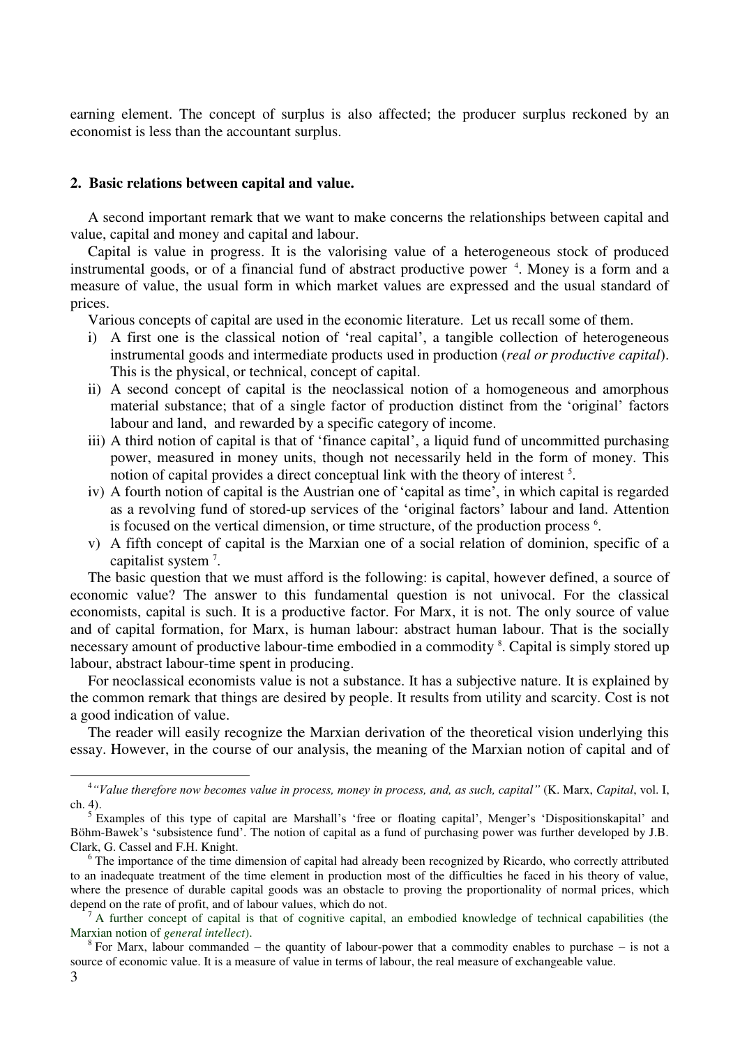earning element. The concept of surplus is also affected; the producer surplus reckoned by an economist is less than the accountant surplus.

## 2. Basic relations between capital and value.

A second important remark that we want to make concerns the relationships between capital and value, capital and money and capital and labour.

Capital is value in progress. It is the valorising value of a heterogeneous stock of produced instrumental goods, or of a financial fund of abstract productive power [4]. Money is a form and a measure of value, the usual form in which market values are expressed and the usual standard of prices.

Various concepts of capital are used in the economic literature. Let us recall some of them.

i) A first one is the classical notion of 'real capital', a tangible collection of heterogeneous instrumental goods and intermediate products used in production (*real or productive capital*). This is the physical, or technical, concept of capital.
ii) A second concept of capital is the neoclassical notion of a homogeneous and amorphous material substance; that of a single factor of production distinct from the 'original' factors labour and land, and rewarded by a specific category of income.
iii) A third notion of capital is that of 'finance capital', a liquid fund of uncommitted purchasing power, measured in money units, though not necessarily held in the form of money. This notion of capital provides a direct conceptual link with the theory of interest [5].
iv) A fourth notion of capital is the Austrian one of 'capital as time', in which capital is regarded as a revolving fund of stored-up services of the 'original factors' labour and land. Attention is focused on the vertical dimension, or time structure, of the production process [6].
v) A fifth concept of capital is the Marxian one of a social relation of dominion, specific of a capitalist system [7].

The basic question that we must afford is the following: is capital, however defined, a source of economic value? The answer to this fundamental question is not univocal. For the classical economists, capital is such. It is a productive factor. For Marx, it is not. The only source of value and of capital formation, for Marx, is human labour: abstract human labour. That is the socially necessary amount of productive labour-time embodied in a commodity [8]. Capital is simply stored up labour, abstract labour-time spent in producing.

For neoclassical economists value is not a substance. It has a subjective nature. It is explained by the common remark that things are desired by people. It results from utility and scarcity. Cost is not a good indication of value.

The reader will easily recognize the Marxian derivation of the theoretical vision underlying this essay. However, in the course of our analysis, the meaning of the Marxian notion of capital and of

---

[4] *"Value therefore now becomes value in process, money in process, and, as such, capital"* (K. Marx, *Capital*, vol. I, ch. 4).

[5] Examples of this type of capital are Marshall's 'free or floating capital', Menger's 'Dispositionskapital' and Böhm-Bawek's 'subsistence fund'. The notion of capital as a fund of purchasing power was further developed by J.B. Clark, G. Cassel and F.H. Knight.

[6] The importance of the time dimension of capital had already been recognized by Ricardo, who correctly attributed to an inadequate treatment of the time element in production most of the difficulties he faced in his theory of value, where the presence of durable capital goods was an obstacle to proving the proportionality of normal prices, which depend on the rate of profit, and of labour values, which do not.

[7] A further concept of capital is that of cognitive capital, an embodied knowledge of technical capabilities (the Marxian notion of *general intellect*).

[8] For Marx, labour commanded – the quantity of labour-power that a commodity enables to purchase – is not a source of economic value. It is a measure of value in terms of labour, the real measure of exchangeable value.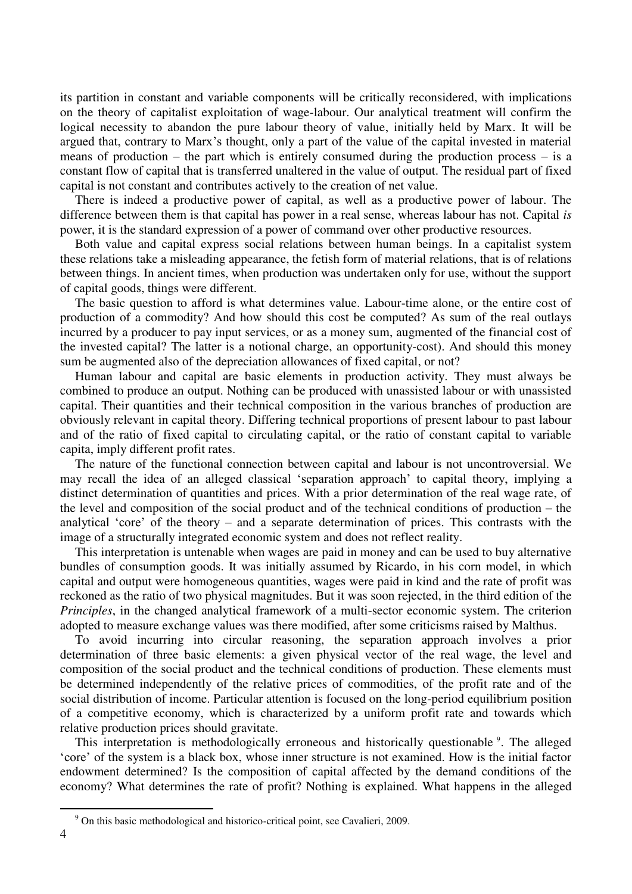its partition in constant and variable components will be critically reconsidered, with implications on the theory of capitalist exploitation of wage-labour. Our analytical treatment will confirm the logical necessity to abandon the pure labour theory of value, initially held by Marx. It will be argued that, contrary to Marx's thought, only a part of the value of the capital invested in material means of production – the part which is entirely consumed during the production process – is a constant flow of capital that is transferred unaltered in the value of output. The residual part of fixed capital is not constant and contributes actively to the creation of net value.

There is indeed a productive power of capital, as well as a productive power of labour. The difference between them is that capital has power in a real sense, whereas labour has not. Capital *is* power, it is the standard expression of a power of command over other productive resources.

Both value and capital express social relations between human beings. In a capitalist system these relations take a misleading appearance, the fetish form of material relations, that is of relations between things. In ancient times, when production was undertaken only for use, without the support of capital goods, things were different.

The basic question to afford is what determines value. Labour-time alone, or the entire cost of production of a commodity? And how should this cost be computed? As sum of the real outlays incurred by a producer to pay input services, or as a money sum, augmented of the financial cost of the invested capital? The latter is a notional charge, an opportunity-cost). And should this money sum be augmented also of the depreciation allowances of fixed capital, or not?

Human labour and capital are basic elements in production activity. They must always be combined to produce an output. Nothing can be produced with unassisted labour or with unassisted capital. Their quantities and their technical composition in the various branches of production are obviously relevant in capital theory. Differing technical proportions of present labour to past labour and of the ratio of fixed capital to circulating capital, or the ratio of constant capital to variable capita, imply different profit rates.

The nature of the functional connection between capital and labour is not uncontroversial. We may recall the idea of an alleged classical 'separation approach' to capital theory, implying a distinct determination of quantities and prices. With a prior determination of the real wage rate, of the level and composition of the social product and of the technical conditions of production – the analytical 'core' of the theory – and a separate determination of prices. This contrasts with the image of a structurally integrated economic system and does not reflect reality.

This interpretation is untenable when wages are paid in money and can be used to buy alternative bundles of consumption goods. It was initially assumed by Ricardo, in his corn model, in which capital and output were homogeneous quantities, wages were paid in kind and the rate of profit was reckoned as the ratio of two physical magnitudes. But it was soon rejected, in the third edition of the *Principles*, in the changed analytical framework of a multi-sector economic system. The criterion adopted to measure exchange values was there modified, after some criticisms raised by Malthus.

To avoid incurring into circular reasoning, the separation approach involves a prior determination of three basic elements: a given physical vector of the real wage, the level and composition of the social product and the technical conditions of production. These elements must be determined independently of the relative prices of commodities, of the profit rate and of the social distribution of income. Particular attention is focused on the long-period equilibrium position of a competitive economy, which is characterized by a uniform profit rate and towards which relative production prices should gravitate.

This interpretation is methodologically erroneous and historically questionable [9]. The alleged 'core' of the system is a black box, whose inner structure is not examined. How is the initial factor endowment determined? Is the composition of capital affected by the demand conditions of the economy? What determines the rate of profit? Nothing is explained. What happens in the alleged

[9] On this basic methodological and historico-critical point, see Cavalieri, 2009.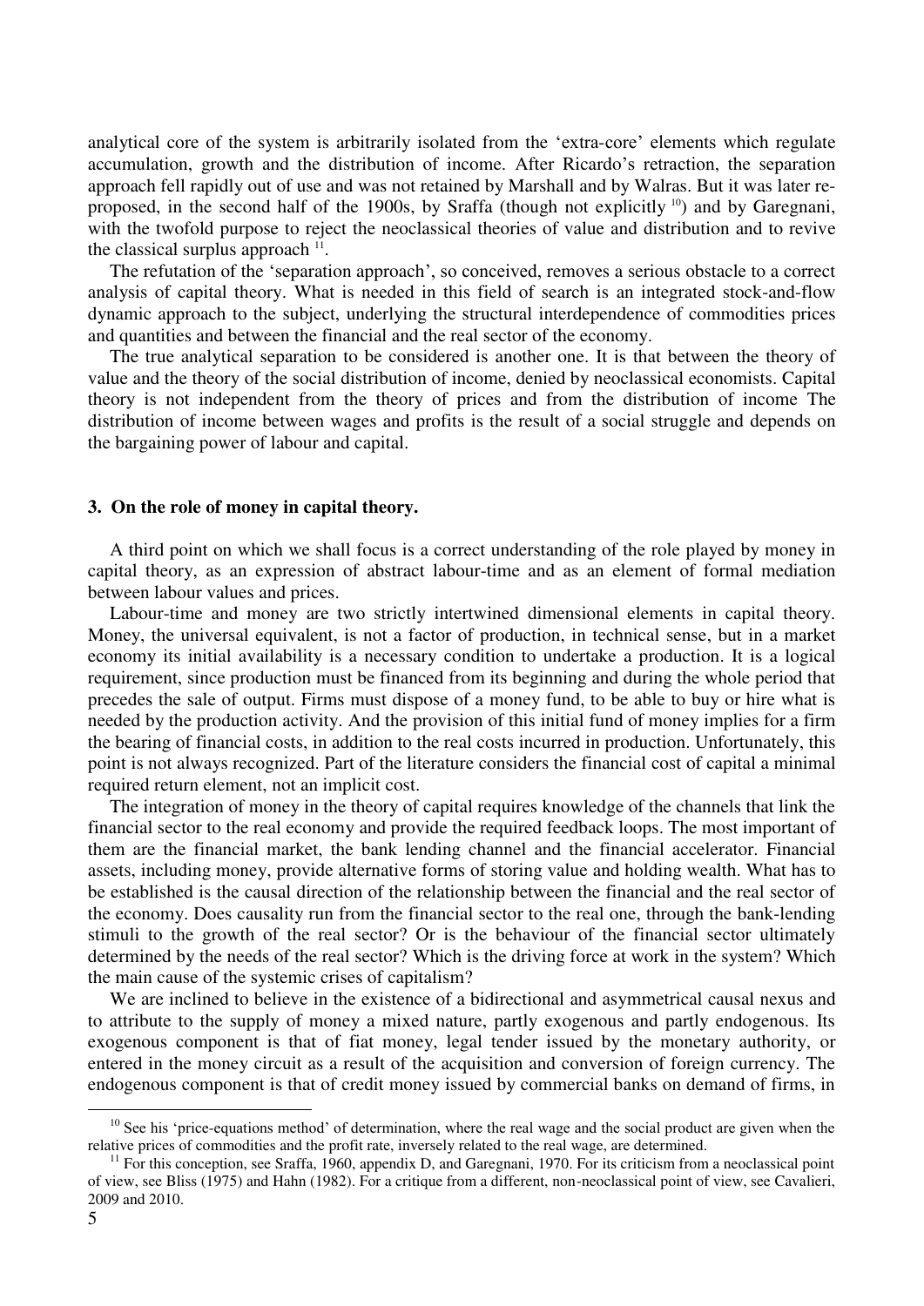analytical core of the system is arbitrarily isolated from the 'extra-core' elements which regulate accumulation, growth and the distribution of income. After Ricardo's retraction, the separation approach fell rapidly out of use and was not retained by Marshall and by Walras. But it was later re-proposed, in the second half of the 1900s, by Sraffa (though not explicitly [10]) and by Garegnani, with the twofold purpose to reject the neoclassical theories of value and distribution and to revive the classical surplus approach [11].

The refutation of the 'separation approach', so conceived, removes a serious obstacle to a correct analysis of capital theory. What is needed in this field of search is an integrated stock-and-flow dynamic approach to the subject, underlying the structural interdependence of commodities prices and quantities and between the financial and the real sector of the economy.

The true analytical separation to be considered is another one. It is that between the theory of value and the theory of the social distribution of income, denied by neoclassical economists. Capital theory is not independent from the theory of prices and from the distribution of income The distribution of income between wages and profits is the result of a social struggle and depends on the bargaining power of labour and capital.

### 3. On the role of money in capital theory.

A third point on which we shall focus is a correct understanding of the role played by money in capital theory, as an expression of abstract labour-time and as an element of formal mediation between labour values and prices.

Labour-time and money are two strictly intertwined dimensional elements in capital theory. Money, the universal equivalent, is not a factor of production, in technical sense, but in a market economy its initial availability is a necessary condition to undertake a production. It is a logical requirement, since production must be financed from its beginning and during the whole period that precedes the sale of output. Firms must dispose of a money fund, to be able to buy or hire what is needed by the production activity. And the provision of this initial fund of money implies for a firm the bearing of financial costs, in addition to the real costs incurred in production. Unfortunately, this point is not always recognized. Part of the literature considers the financial cost of capital a minimal required return element, not an implicit cost.

The integration of money in the theory of capital requires knowledge of the channels that link the financial sector to the real economy and provide the required feedback loops. The most important of them are the financial market, the bank lending channel and the financial accelerator. Financial assets, including money, provide alternative forms of storing value and holding wealth. What has to be established is the causal direction of the relationship between the financial and the real sector of the economy. Does causality run from the financial sector to the real one, through the bank-lending stimuli to the growth of the real sector? Or is the behaviour of the financial sector ultimately determined by the needs of the real sector? Which is the driving force at work in the system? Which the main cause of the systemic crises of capitalism?

We are inclined to believe in the existence of a bidirectional and asymmetrical causal nexus and to attribute to the supply of money a mixed nature, partly exogenous and partly endogenous. Its exogenous component is that of fiat money, legal tender issued by the monetary authority, or entered in the money circuit as a result of the acquisition and conversion of foreign currency. The endogenous component is that of credit money issued by commercial banks on demand of firms, in

---

[10] See his 'price-equations method' of determination, where the real wage and the social product are given when the relative prices of commodities and the profit rate, inversely related to the real wage, are determined.

[11] For this conception, see Sraffa, 1960, appendix D, and Garegnani, 1970. For its criticism from a neoclassical point of view, see Bliss (1975) and Hahn (1982). For a critique from a different, non-neoclassical point of view, see Cavalieri, 2009 and 2010.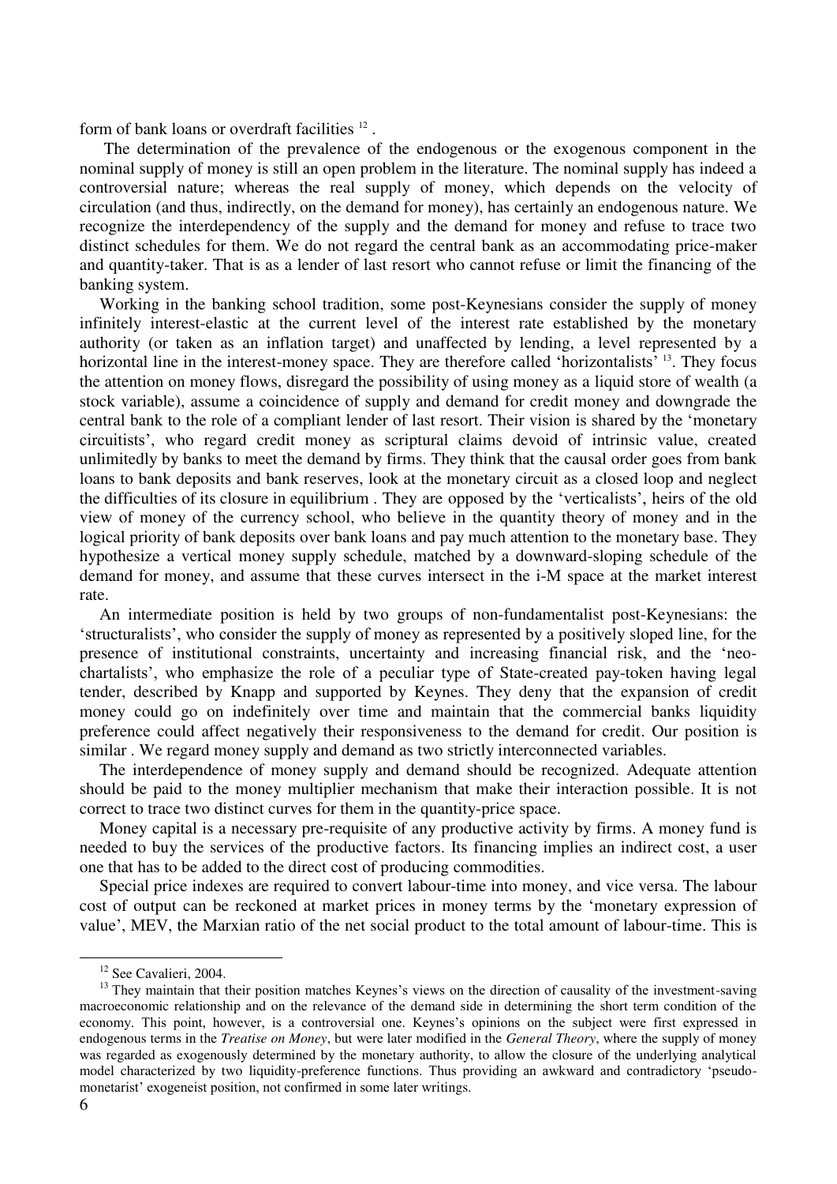form of bank loans or overdraft facilities [12] .

The determination of the prevalence of the endogenous or the exogenous component in the nominal supply of money is still an open problem in the literature. The nominal supply has indeed a controversial nature; whereas the real supply of money, which depends on the velocity of circulation (and thus, indirectly, on the demand for money), has certainly an endogenous nature. We recognize the interdependency of the supply and the demand for money and refuse to trace two distinct schedules for them. We do not regard the central bank as an accommodating price-maker and quantity-taker. That is as a lender of last resort who cannot refuse or limit the financing of the banking system.

Working in the banking school tradition, some post-Keynesians consider the supply of money infinitely interest-elastic at the current level of the interest rate established by the monetary authority (or taken as an inflation target) and unaffected by lending, a level represented by a horizontal line in the interest-money space. They are therefore called 'horizontalists' [13]. They focus the attention on money flows, disregard the possibility of using money as a liquid store of wealth (a stock variable), assume a coincidence of supply and demand for credit money and downgrade the central bank to the role of a compliant lender of last resort. Their vision is shared by the 'monetary circuitists', who regard credit money as scriptural claims devoid of intrinsic value, created unlimitedly by banks to meet the demand by firms. They think that the causal order goes from bank loans to bank deposits and bank reserves, look at the monetary circuit as a closed loop and neglect the difficulties of its closure in equilibrium . They are opposed by the 'verticalists', heirs of the old view of money of the currency school, who believe in the quantity theory of money and in the logical priority of bank deposits over bank loans and pay much attention to the monetary base. They hypothesize a vertical money supply schedule, matched by a downward-sloping schedule of the demand for money, and assume that these curves intersect in the i-M space at the market interest rate.

An intermediate position is held by two groups of non-fundamentalist post-Keynesians: the 'structuralists', who consider the supply of money as represented by a positively sloped line, for the presence of institutional constraints, uncertainty and increasing financial risk, and the 'neo-chartalists', who emphasize the role of a peculiar type of State-created pay-token having legal tender, described by Knapp and supported by Keynes. They deny that the expansion of credit money could go on indefinitely over time and maintain that the commercial banks liquidity preference could affect negatively their responsiveness to the demand for credit. Our position is similar . We regard money supply and demand as two strictly interconnected variables.

The interdependence of money supply and demand should be recognized. Adequate attention should be paid to the money multiplier mechanism that make their interaction possible. It is not correct to trace two distinct curves for them in the quantity-price space.

Money capital is a necessary pre-requisite of any productive activity by firms. A money fund is needed to buy the services of the productive factors. Its financing implies an indirect cost, a user one that has to be added to the direct cost of producing commodities.

Special price indexes are required to convert labour-time into money, and vice versa. The labour cost of output can be reckoned at market prices in money terms by the 'monetary expression of value', MEV, the Marxian ratio of the net social product to the total amount of labour-time. This is

---

[12] See Cavalieri, 2004.

[13] They maintain that their position matches Keynes's views on the direction of causality of the investment-saving macroeconomic relationship and on the relevance of the demand side in determining the short term condition of the economy. This point, however, is a controversial one. Keynes's opinions on the subject were first expressed in endogenous terms in the *Treatise on Money*, but were later modified in the *General Theory*, where the supply of money was regarded as exogenously determined by the monetary authority, to allow the closure of the underlying analytical model characterized by two liquidity-preference functions. Thus providing an awkward and contradictory 'pseudo-monetarist' exogeneist position, not confirmed in some later writings.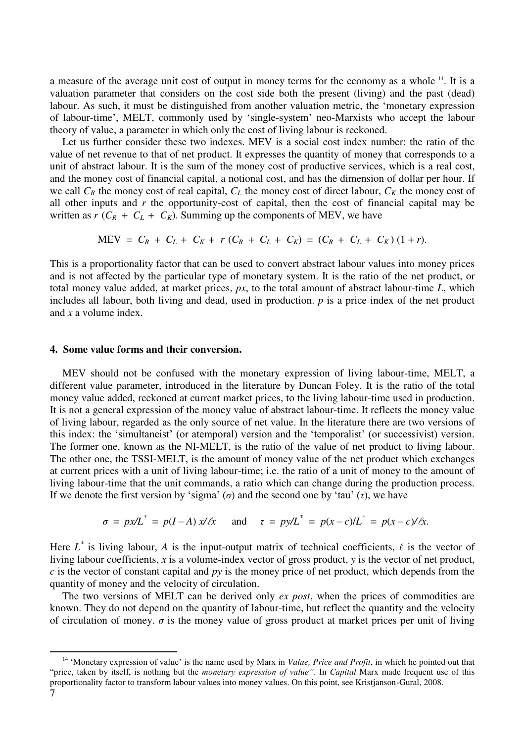a measure of the average unit cost of output in money terms for the economy as a whole [14]. It is a valuation parameter that considers on the cost side both the present (living) and the past (dead) labour. As such, it must be distinguished from another valuation metric, the 'monetary expression of labour-time', MELT, commonly used by 'single-system' neo-Marxists who accept the labour theory of value, a parameter in which only the cost of living labour is reckoned.

Let us further consider these two indexes. MEV is a social cost index number: the ratio of the value of net revenue to that of net product. It expresses the quantity of money that corresponds to a unit of abstract labour. It is the sum of the money cost of productive services, which is a real cost, and the money cost of financial capital, a notional cost, and has the dimension of dollar per hour. If we call $C_R$ the money cost of real capital, $C_L$ the money cost of direct labour, $C_K$ the money cost of all other inputs and $r$ the opportunity-cost of capital, then the cost of financial capital may be written as $r\,(C_R + C_L + C_K)$. Summing up the components of MEV, we have

$$\text{MEV} = C_R + C_L + C_K + r\,(C_R + C_L + C_K) = (C_R + C_L + C_K)\,(1 + r).$$

This is a proportionality factor that can be used to convert abstract labour values into money prices and is not affected by the particular type of monetary system. It is the ratio of the net product, or total money value added, at market prices, $px$, to the total amount of abstract labour-time $L$, which includes all labour, both living and dead, used in production. $p$ is a price index of the net product and $x$ a volume index.

## 4. Some value forms and their conversion.

MEV should not be confused with the monetary expression of living labour-time, MELT, a different value parameter, introduced in the literature by Duncan Foley. It is the ratio of the total money value added, reckoned at current market prices, to the living labour-time used in production. It is not a general expression of the money value of abstract labour-time. It reflects the money value of living labour, regarded as the only source of net value. In the literature there are two versions of this index: the 'simultaneist' (or atemporal) version and the 'temporalist' (or successivist) version. The former one, known as the NI-MELT, is the ratio of the value of net product to living labour. The other one, the TSSI-MELT, is the amount of money value of the net product which exchanges at current prices with a unit of living labour-time; i.e. the ratio of a unit of money to the amount of living labour-time that the unit commands, a ratio which can change during the production process. If we denote the first version by 'sigma' ($\sigma$) and the second one by 'tau' ($\tau$), we have

$$\sigma = px/L^* = p(I - A)\,x/\ell x \quad \text{and} \quad \tau = py/L^* = p(x - c)/L^* = p(x - c)/\ell x.$$

Here $L^*$ is living labour, $A$ is the input-output matrix of technical coefficients, $\ell$ is the vector of living labour coefficients, $x$ is a volume-index vector of gross product, $y$ is the vector of net product, $c$ is the vector of constant capital and $py$ is the money price of net product, which depends from the quantity of money and the velocity of circulation.

The two versions of MELT can be derived only *ex post*, when the prices of commodities are known. They do not depend on the quantity of labour-time, but reflect the quantity and the velocity of circulation of money. $\sigma$ is the money value of gross product at market prices per unit of living

[14] 'Monetary expression of value' is the name used by Marx in *Value, Price and Profit*, in which he pointed out that "price, taken by itself, is nothing but the *monetary expression of value*". In *Capital* Marx made frequent use of this proportionality factor to transform labour values into money values. On this point, see Kristjanson-Gural, 2008.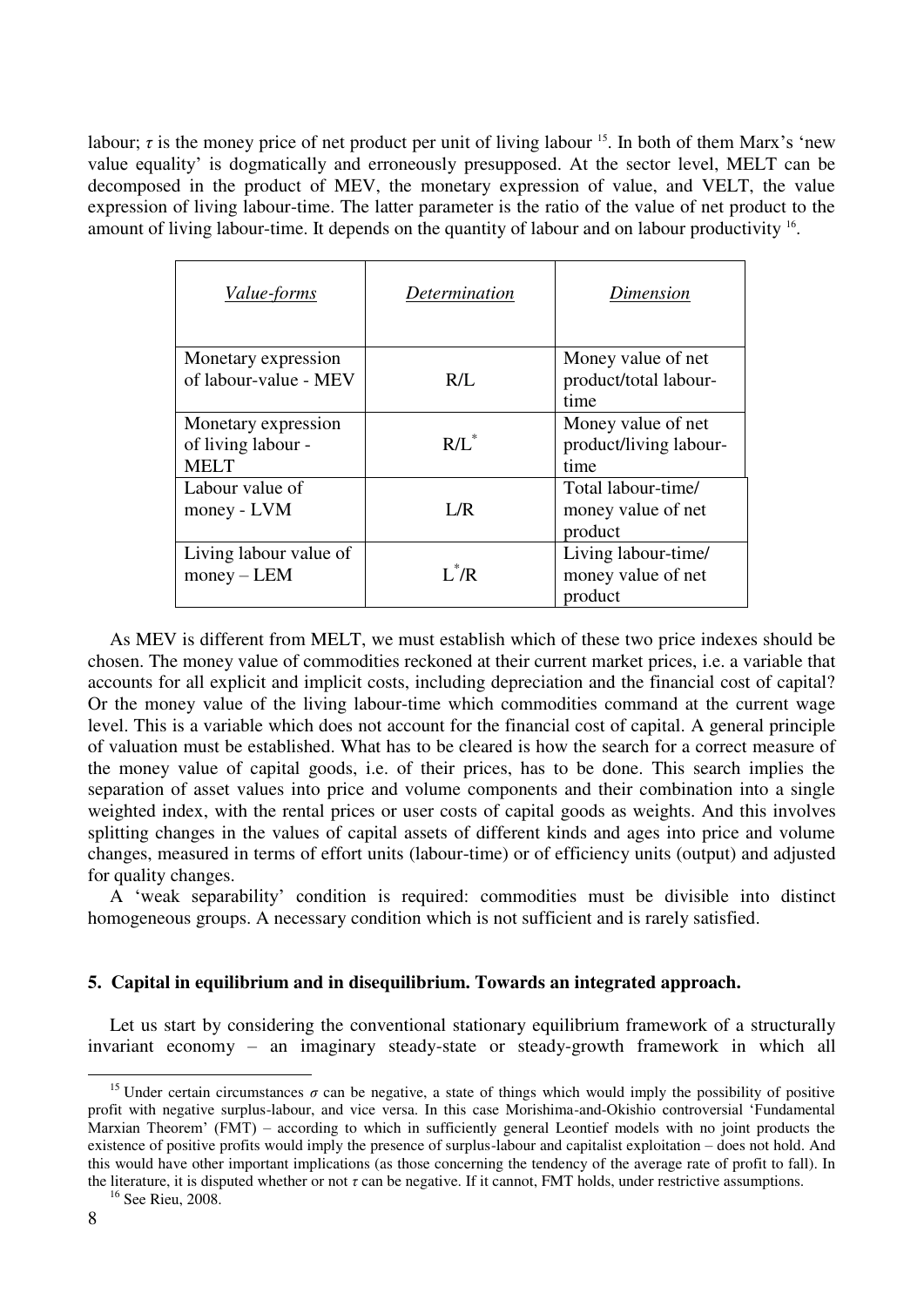labour; $\tau$ is the money price of net product per unit of living labour [15]. In both of them Marx's 'new value equality' is dogmatically and erroneously presupposed. At the sector level, MELT can be decomposed in the product of MEV, the monetary expression of value, and VELT, the value expression of living labour-time. The latter parameter is the ratio of the value of net product to the amount of living labour-time. It depends on the quantity of labour and on labour productivity [16].

| *Value-forms* | *Determination* | *Dimension* |
|---|---|---|
| Monetary expression of labour-value - MEV | R/L | Money value of net product/total labour-time |
| Monetary expression of living labour - MELT | $R/L^{*}$ | Money value of net product/living labour-time |
| Labour value of money - LVM | L/R | Total labour-time/ money value of net product |
| Living labour value of money – LEM | $L^{*}/R$ | Living labour-time/ money value of net product |

As MEV is different from MELT, we must establish which of these two price indexes should be chosen. The money value of commodities reckoned at their current market prices, i.e. a variable that accounts for all explicit and implicit costs, including depreciation and the financial cost of capital? Or the money value of the living labour-time which commodities command at the current wage level. This is a variable which does not account for the financial cost of capital. A general principle of valuation must be established. What has to be cleared is how the search for a correct measure of the money value of capital goods, i.e. of their prices, has to be done. This search implies the separation of asset values into price and volume components and their combination into a single weighted index, with the rental prices or user costs of capital goods as weights. And this involves splitting changes in the values of capital assets of different kinds and ages into price and volume changes, measured in terms of effort units (labour-time) or of efficiency units (output) and adjusted for quality changes.

A 'weak separability' condition is required: commodities must be divisible into distinct homogeneous groups. A necessary condition which is not sufficient and is rarely satisfied.

## 5. Capital in equilibrium and in disequilibrium. Towards an integrated approach.

Let us start by considering the conventional stationary equilibrium framework of a structurally invariant economy – an imaginary steady-state or steady-growth framework in which all

---

[15] Under certain circumstances $\sigma$ can be negative, a state of things which would imply the possibility of positive profit with negative surplus-labour, and vice versa. In this case Morishima-and-Okishio controversial 'Fundamental Marxian Theorem' (FMT) – according to which in sufficiently general Leontief models with no joint products the existence of positive profits would imply the presence of surplus-labour and capitalist exploitation – does not hold. And this would have other important implications (as those concerning the tendency of the average rate of profit to fall). In the literature, it is disputed whether or not $\tau$ can be negative. If it cannot, FMT holds, under restrictive assumptions.

[16] See Rieu, 2008.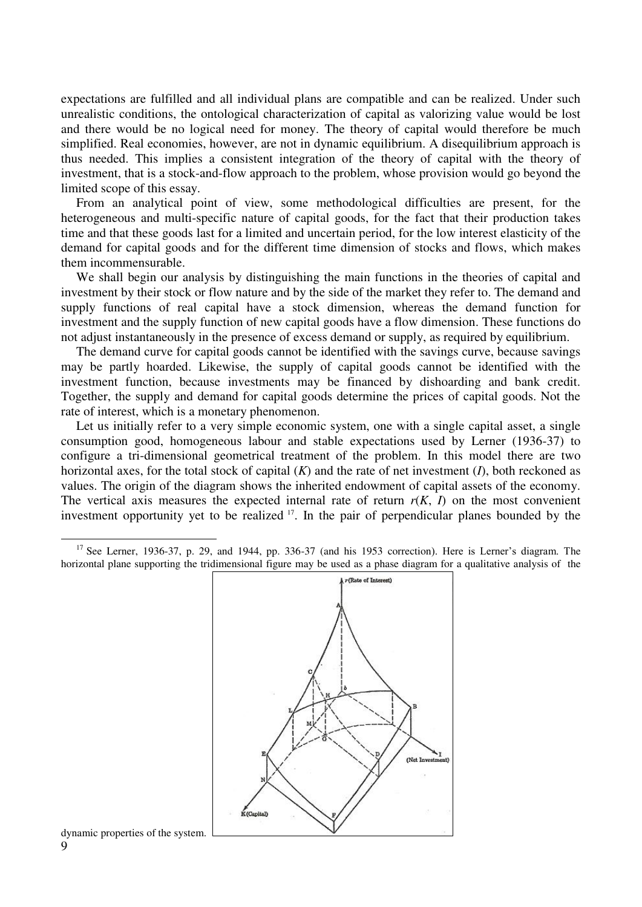expectations are fulfilled and all individual plans are compatible and can be realized. Under such unrealistic conditions, the ontological characterization of capital as valorizing value would be lost and there would be no logical need for money. The theory of capital would therefore be much simplified. Real economies, however, are not in dynamic equilibrium. A disequilibrium approach is thus needed. This implies a consistent integration of the theory of capital with the theory of investment, that is a stock-and-flow approach to the problem, whose provision would go beyond the limited scope of this essay.

From an analytical point of view, some methodological difficulties are present, for the heterogeneous and multi-specific nature of capital goods, for the fact that their production takes time and that these goods last for a limited and uncertain period, for the low interest elasticity of the demand for capital goods and for the different time dimension of stocks and flows, which makes them incommensurable.

We shall begin our analysis by distinguishing the main functions in the theories of capital and investment by their stock or flow nature and by the side of the market they refer to. The demand and supply functions of real capital have a stock dimension, whereas the demand function for investment and the supply function of new capital goods have a flow dimension. These functions do not adjust instantaneously in the presence of excess demand or supply, as required by equilibrium.

The demand curve for capital goods cannot be identified with the savings curve, because savings may be partly hoarded. Likewise, the supply of capital goods cannot be identified with the investment function, because investments may be financed by dishoarding and bank credit. Together, the supply and demand for capital goods determine the prices of capital goods. Not the rate of interest, which is a monetary phenomenon.

Let us initially refer to a very simple economic system, one with a single capital asset, a single consumption good, homogeneous labour and stable expectations used by Lerner (1936-37) to configure a tri-dimensional geometrical treatment of the problem. In this model there are two horizontal axes, for the total stock of capital ($K$) and the rate of net investment ($I$), both reckoned as values. The origin of the diagram shows the inherited endowment of capital assets of the economy. The vertical axis measures the expected internal rate of return $r(K, I)$ on the most convenient investment opportunity yet to be realized [17]. In the pair of perpendicular planes bounded by the

[17] See Lerner, 1936-37, p. 29, and 1944, pp. 336-37 (and his 1953 correction). Here is Lerner's diagram. The horizontal plane supporting the tridimensional figure may be used as a phase diagram for a qualitative analysis of the dynamic properties of the system.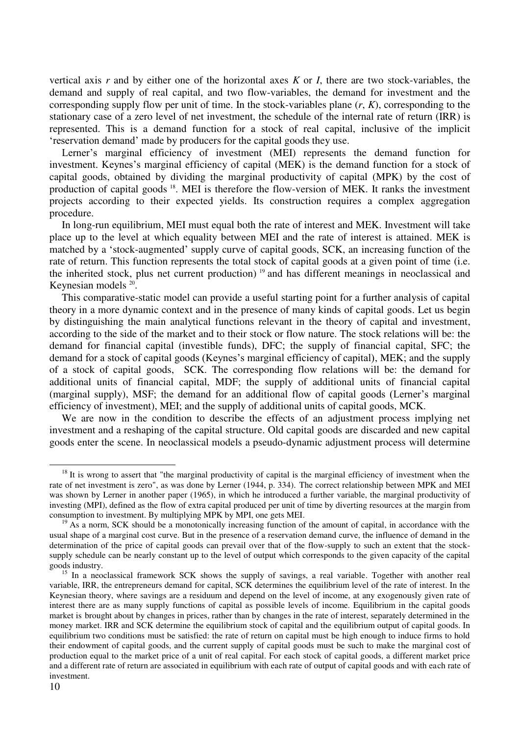vertical axis *r* and by either one of the horizontal axes *K* or *I*, there are two stock-variables, the demand and supply of real capital, and two flow-variables, the demand for investment and the corresponding supply flow per unit of time. In the stock-variables plane (*r*, *K*), corresponding to the stationary case of a zero level of net investment, the schedule of the internal rate of return (IRR) is represented. This is a demand function for a stock of real capital, inclusive of the implicit 'reservation demand' made by producers for the capital goods they use.

Lerner's marginal efficiency of investment (MEI) represents the demand function for investment. Keynes's marginal efficiency of capital (MEK) is the demand function for a stock of capital goods, obtained by dividing the marginal productivity of capital (MPK) by the cost of production of capital goods [18]. MEI is therefore the flow-version of MEK. It ranks the investment projects according to their expected yields. Its construction requires a complex aggregation procedure.

In long-run equilibrium, MEI must equal both the rate of interest and MEK. Investment will take place up to the level at which equality between MEI and the rate of interest is attained. MEK is matched by a 'stock-augmented' supply curve of capital goods, SCK, an increasing function of the rate of return. This function represents the total stock of capital goods at a given point of time (i.e. the inherited stock, plus net current production) [19] and has different meanings in neoclassical and Keynesian models [20].

This comparative-static model can provide a useful starting point for a further analysis of capital theory in a more dynamic context and in the presence of many kinds of capital goods. Let us begin by distinguishing the main analytical functions relevant in the theory of capital and investment, according to the side of the market and to their stock or flow nature. The stock relations will be: the demand for financial capital (investible funds), DFC; the supply of financial capital, SFC; the demand for a stock of capital goods (Keynes's marginal efficiency of capital), MEK; and the supply of a stock of capital goods, SCK. The corresponding flow relations will be: the demand for additional units of financial capital, MDF; the supply of additional units of financial capital (marginal supply), MSF; the demand for an additional flow of capital goods (Lerner's marginal efficiency of investment), MEI; and the supply of additional units of capital goods, MCK.

We are now in the condition to describe the effects of an adjustment process implying net investment and a reshaping of the capital structure. Old capital goods are discarded and new capital goods enter the scene. In neoclassical models a pseudo-dynamic adjustment process will determine

---

[18] It is wrong to assert that "the marginal productivity of capital is the marginal efficiency of investment when the rate of net investment is zero", as was done by Lerner (1944, p. 334). The correct relationship between MPK and MEI was shown by Lerner in another paper (1965), in which he introduced a further variable, the marginal productivity of investing (MPI), defined as the flow of extra capital produced per unit of time by diverting resources at the margin from consumption to investment. By multiplying MPK by MPI, one gets MEI.

[19] As a norm, SCK should be a monotonically increasing function of the amount of capital, in accordance with the usual shape of a marginal cost curve. But in the presence of a reservation demand curve, the influence of demand in the determination of the price of capital goods can prevail over that of the flow-supply to such an extent that the stock-supply schedule can be nearly constant up to the level of output which corresponds to the given capacity of the capital goods industry.

[15] In a neoclassical framework SCK shows the supply of savings, a real variable. Together with another real variable, IRR, the entrepreneurs demand for capital, SCK determines the equilibrium level of the rate of interest. In the Keynesian theory, where savings are a residuum and depend on the level of income, at any exogenously given rate of interest there are as many supply functions of capital as possible levels of income. Equilibrium in the capital goods market is brought about by changes in prices, rather than by changes in the rate of interest, separately determined in the money market. IRR and SCK determine the equilibrium stock of capital and the equilibrium output of capital goods. In equilibrium two conditions must be satisfied: the rate of return on capital must be high enough to induce firms to hold their endowment of capital goods, and the current supply of capital goods must be such to make the marginal cost of production equal to the market price of a unit of real capital. For each stock of capital goods, a different market price and a different rate of return are associated in equilibrium with each rate of output of capital goods and with each rate of investment.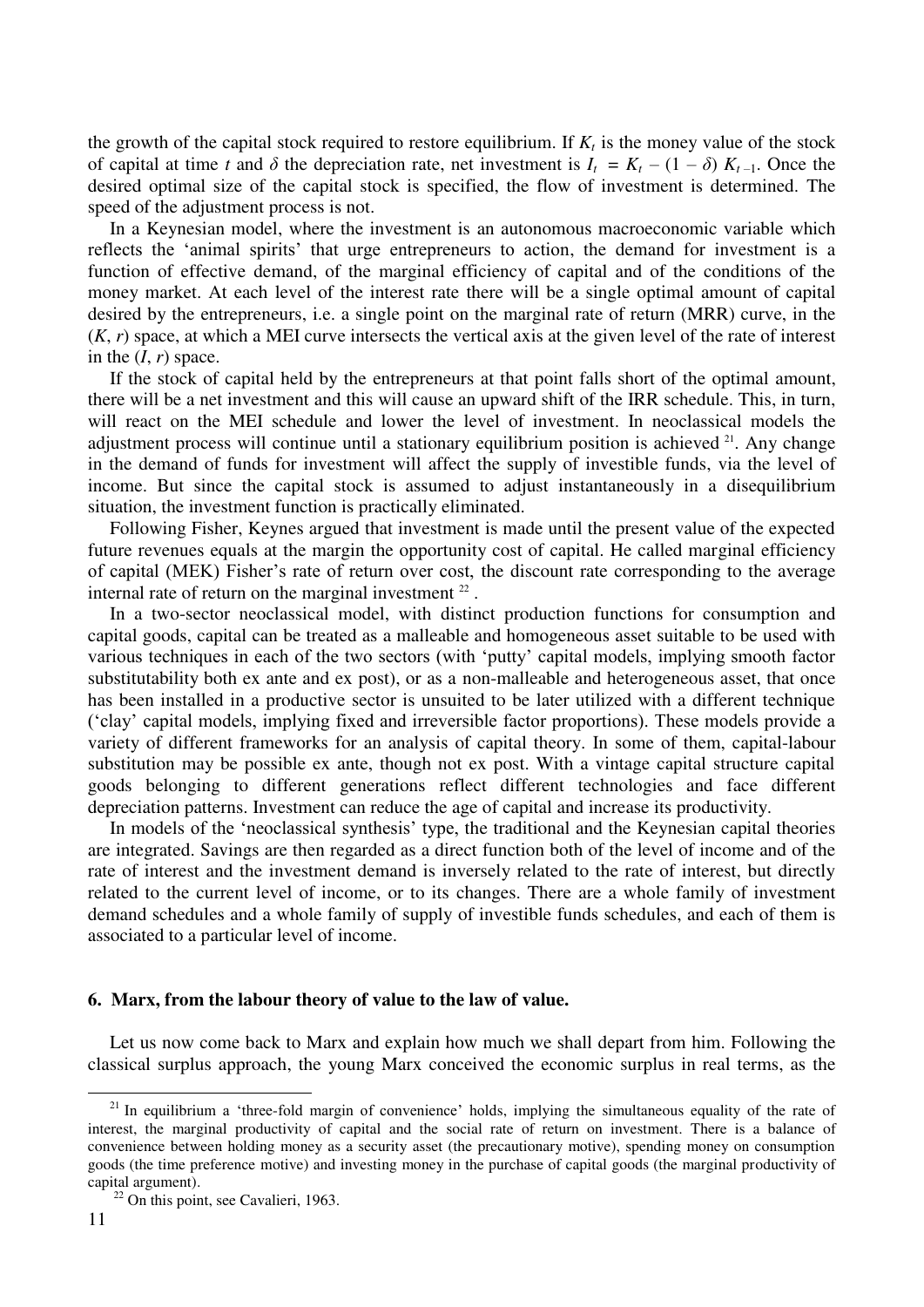the growth of the capital stock required to restore equilibrium. If $K_t$ is the money value of the stock of capital at time $t$ and $\delta$ the depreciation rate, net investment is $I_t = K_t - (1 - \delta) K_{t-1}$. Once the desired optimal size of the capital stock is specified, the flow of investment is determined. The speed of the adjustment process is not.

In a Keynesian model, where the investment is an autonomous macroeconomic variable which reflects the 'animal spirits' that urge entrepreneurs to action, the demand for investment is a function of effective demand, of the marginal efficiency of capital and of the conditions of the money market. At each level of the interest rate there will be a single optimal amount of capital desired by the entrepreneurs, i.e. a single point on the marginal rate of return (MRR) curve, in the ($K$, $r$) space, at which a MEI curve intersects the vertical axis at the given level of the rate of interest in the ($I$, $r$) space.

If the stock of capital held by the entrepreneurs at that point falls short of the optimal amount, there will be a net investment and this will cause an upward shift of the IRR schedule. This, in turn, will react on the MEI schedule and lower the level of investment. In neoclassical models the adjustment process will continue until a stationary equilibrium position is achieved [21]. Any change in the demand of funds for investment will affect the supply of investible funds, via the level of income. But since the capital stock is assumed to adjust instantaneously in a disequilibrium situation, the investment function is practically eliminated.

Following Fisher, Keynes argued that investment is made until the present value of the expected future revenues equals at the margin the opportunity cost of capital. He called marginal efficiency of capital (MEK) Fisher's rate of return over cost, the discount rate corresponding to the average internal rate of return on the marginal investment [22].

In a two-sector neoclassical model, with distinct production functions for consumption and capital goods, capital can be treated as a malleable and homogeneous asset suitable to be used with various techniques in each of the two sectors (with 'putty' capital models, implying smooth factor substitutability both ex ante and ex post), or as a non-malleable and heterogeneous asset, that once has been installed in a productive sector is unsuited to be later utilized with a different technique ('clay' capital models, implying fixed and irreversible factor proportions). These models provide a variety of different frameworks for an analysis of capital theory. In some of them, capital-labour substitution may be possible ex ante, though not ex post. With a vintage capital structure capital goods belonging to different generations reflect different technologies and face different depreciation patterns. Investment can reduce the age of capital and increase its productivity.

In models of the 'neoclassical synthesis' type, the traditional and the Keynesian capital theories are integrated. Savings are then regarded as a direct function both of the level of income and of the rate of interest and the investment demand is inversely related to the rate of interest, but directly related to the current level of income, or to its changes. There are a whole family of investment demand schedules and a whole family of supply of investible funds schedules, and each of them is associated to a particular level of income.

## 6. Marx, from the labour theory of value to the law of value.

Let us now come back to Marx and explain how much we shall depart from him. Following the classical surplus approach, the young Marx conceived the economic surplus in real terms, as the

---

[21] In equilibrium a 'three-fold margin of convenience' holds, implying the simultaneous equality of the rate of interest, the marginal productivity of capital and the social rate of return on investment. There is a balance of convenience between holding money as a security asset (the precautionary motive), spending money on consumption goods (the time preference motive) and investing money in the purchase of capital goods (the marginal productivity of capital argument).

[22] On this point, see Cavalieri, 1963.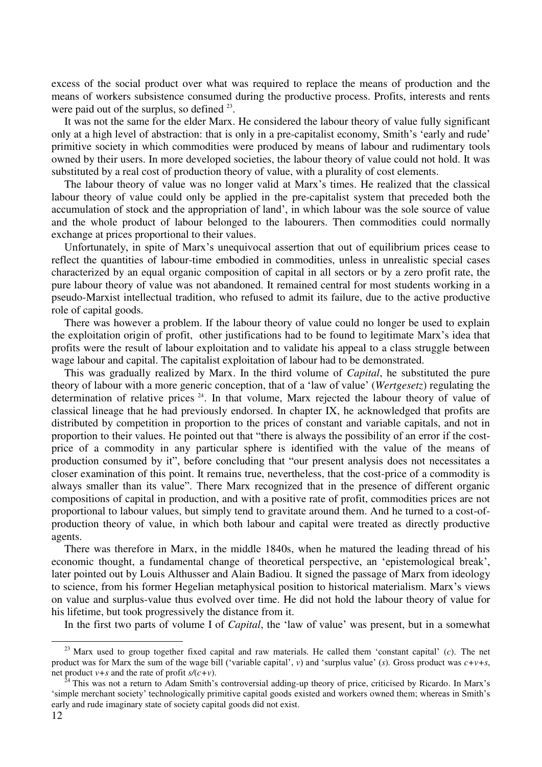excess of the social product over what was required to replace the means of production and the means of workers subsistence consumed during the productive process. Profits, interests and rents were paid out of the surplus, so defined [23].

It was not the same for the elder Marx. He considered the labour theory of value fully significant only at a high level of abstraction: that is only in a pre-capitalist economy, Smith's 'early and rude' primitive society in which commodities were produced by means of labour and rudimentary tools owned by their users. In more developed societies, the labour theory of value could not hold. It was substituted by a real cost of production theory of value, with a plurality of cost elements.

The labour theory of value was no longer valid at Marx's times. He realized that the classical labour theory of value could only be applied in the pre-capitalist system that preceded both the accumulation of stock and the appropriation of land', in which labour was the sole source of value and the whole product of labour belonged to the labourers. Then commodities could normally exchange at prices proportional to their values.

Unfortunately, in spite of Marx's unequivocal assertion that out of equilibrium prices cease to reflect the quantities of labour-time embodied in commodities, unless in unrealistic special cases characterized by an equal organic composition of capital in all sectors or by a zero profit rate, the pure labour theory of value was not abandoned. It remained central for most students working in a pseudo-Marxist intellectual tradition, who refused to admit its failure, due to the active productive role of capital goods.

There was however a problem. If the labour theory of value could no longer be used to explain the exploitation origin of profit, other justifications had to be found to legitimate Marx's idea that profits were the result of labour exploitation and to validate his appeal to a class struggle between wage labour and capital. The capitalist exploitation of labour had to be demonstrated.

This was gradually realized by Marx. In the third volume of *Capital*, he substituted the pure theory of labour with a more generic conception, that of a 'law of value' (*Wertgesetz*) regulating the determination of relative prices [24]. In that volume, Marx rejected the labour theory of value of classical lineage that he had previously endorsed. In chapter IX, he acknowledged that profits are distributed by competition in proportion to the prices of constant and variable capitals, and not in proportion to their values. He pointed out that "there is always the possibility of an error if the cost-price of a commodity in any particular sphere is identified with the value of the means of production consumed by it", before concluding that "our present analysis does not necessitates a closer examination of this point. It remains true, nevertheless, that the cost-price of a commodity is always smaller than its value". There Marx recognized that in the presence of different organic compositions of capital in production, and with a positive rate of profit, commodities prices are not proportional to labour values, but simply tend to gravitate around them. And he turned to a cost-of-production theory of value, in which both labour and capital were treated as directly productive agents.

There was therefore in Marx, in the middle 1840s, when he matured the leading thread of his economic thought, a fundamental change of theoretical perspective, an 'epistemological break', later pointed out by Louis Althusser and Alain Badiou. It signed the passage of Marx from ideology to science, from his former Hegelian metaphysical position to historical materialism. Marx's views on value and surplus-value thus evolved over time. He did not hold the labour theory of value for his lifetime, but took progressively the distance from it.

In the first two parts of volume I of *Capital*, the 'law of value' was present, but in a somewhat

---

[23] Marx used to group together fixed capital and raw materials. He called them 'constant capital' ($c$). The net product was for Marx the sum of the wage bill ('variable capital', $v$) and 'surplus value' ($s$). Gross product was $c+v+s$, net product $v+s$ and the rate of profit $s/(c+v)$.

[24] This was not a return to Adam Smith's controversial adding-up theory of price, criticised by Ricardo. In Marx's 'simple merchant society' technologically primitive capital goods existed and workers owned them; whereas in Smith's early and rude imaginary state of society capital goods did not exist.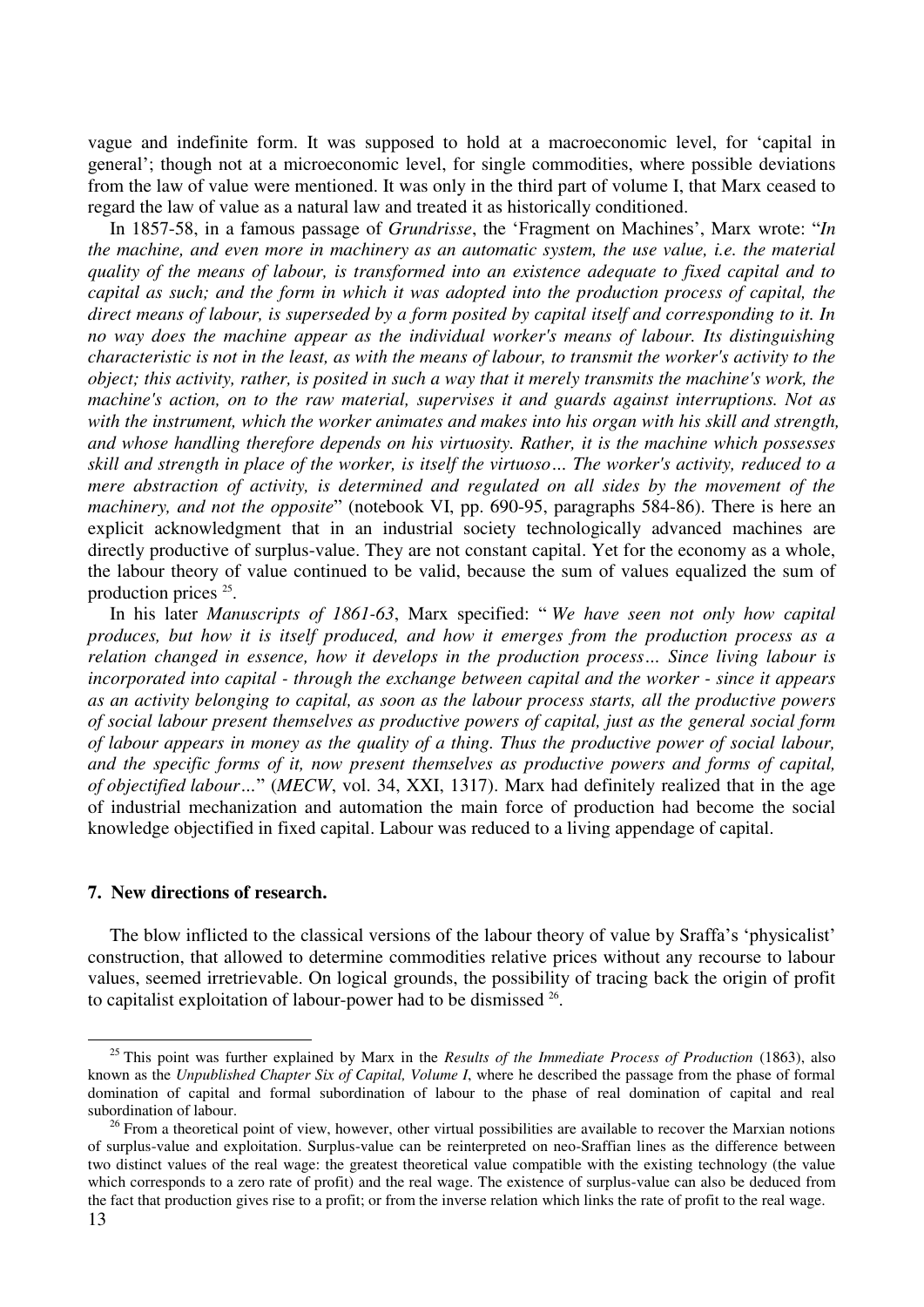vague and indefinite form. It was supposed to hold at a macroeconomic level, for 'capital in general'; though not at a microeconomic level, for single commodities, where possible deviations from the law of value were mentioned. It was only in the third part of volume I, that Marx ceased to regard the law of value as a natural law and treated it as historically conditioned.

In 1857-58, in a famous passage of *Grundrisse*, the 'Fragment on Machines', Marx wrote: "*In the machine, and even more in machinery as an automatic system, the use value, i.e. the material quality of the means of labour, is transformed into an existence adequate to fixed capital and to capital as such; and the form in which it was adopted into the production process of capital, the direct means of labour, is superseded by a form posited by capital itself and corresponding to it. In no way does the machine appear as the individual worker's means of labour. Its distinguishing characteristic is not in the least, as with the means of labour, to transmit the worker's activity to the object; this activity, rather, is posited in such a way that it merely transmits the machine's work, the machine's action, on to the raw material, supervises it and guards against interruptions. Not as with the instrument, which the worker animates and makes into his organ with his skill and strength, and whose handling therefore depends on his virtuosity. Rather, it is the machine which possesses skill and strength in place of the worker, is itself the virtuoso… The worker's activity, reduced to a mere abstraction of activity, is determined and regulated on all sides by the movement of the machinery, and not the opposite*" (notebook VI, pp. 690-95, paragraphs 584-86). There is here an explicit acknowledgment that in an industrial society technologically advanced machines are directly productive of surplus-value. They are not constant capital. Yet for the economy as a whole, the labour theory of value continued to be valid, because the sum of values equalized the sum of production prices [25].

In his later *Manuscripts of 1861-63*, Marx specified: "*We have seen not only how capital produces, but how it is itself produced, and how it emerges from the production process as a relation changed in essence, how it develops in the production process… Since living labour is incorporated into capital - through the exchange between capital and the worker - since it appears as an activity belonging to capital, as soon as the labour process starts, all the productive powers of social labour present themselves as productive powers of capital, just as the general social form of labour appears in money as the quality of a thing. Thus the productive power of social labour, and the specific forms of it, now present themselves as productive powers and forms of capital, of objectified labour…*" (*MECW*, vol. 34, XXI, 1317). Marx had definitely realized that in the age of industrial mechanization and automation the main force of production had become the social knowledge objectified in fixed capital. Labour was reduced to a living appendage of capital.

## 7. New directions of research.

The blow inflicted to the classical versions of the labour theory of value by Sraffa's 'physicalist' construction, that allowed to determine commodities relative prices without any recourse to labour values, seemed irretrievable. On logical grounds, the possibility of tracing back the origin of profit to capitalist exploitation of labour-power had to be dismissed [26].

---

[25] This point was further explained by Marx in the *Results of the Immediate Process of Production* (1863), also known as the *Unpublished Chapter Six of Capital, Volume I*, where he described the passage from the phase of formal domination of capital and formal subordination of labour to the phase of real domination of capital and real subordination of labour.

[26] From a theoretical point of view, however, other virtual possibilities are available to recover the Marxian notions of surplus-value and exploitation. Surplus-value can be reinterpreted on neo-Sraffian lines as the difference between two distinct values of the real wage: the greatest theoretical value compatible with the existing technology (the value which corresponds to a zero rate of profit) and the real wage. The existence of surplus-value can also be deduced from the fact that production gives rise to a profit; or from the inverse relation which links the rate of profit to the real wage.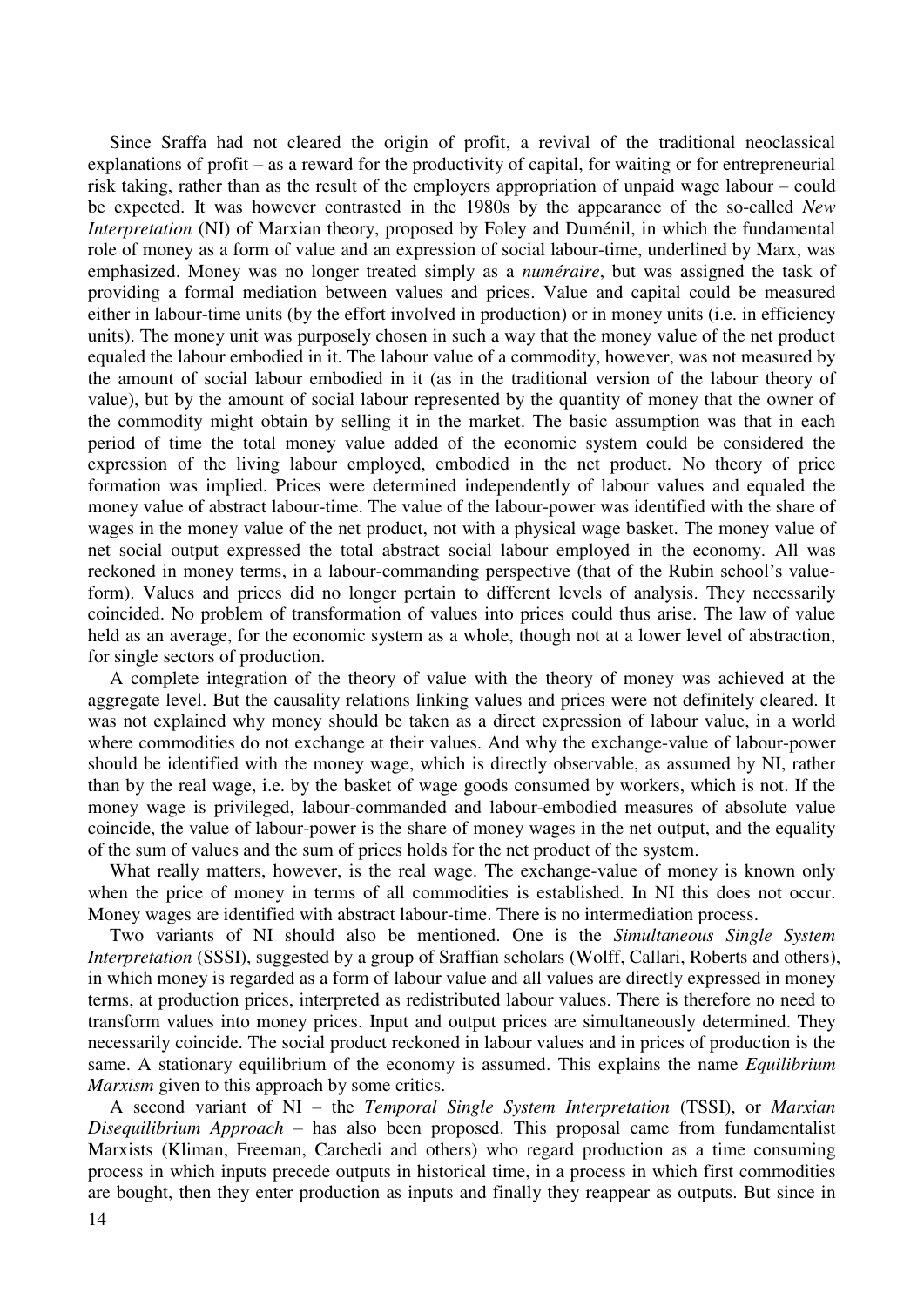Since Sraffa had not cleared the origin of profit, a revival of the traditional neoclassical explanations of profit – as a reward for the productivity of capital, for waiting or for entrepreneurial risk taking, rather than as the result of the employers appropriation of unpaid wage labour – could be expected. It was however contrasted in the 1980s by the appearance of the so-called *New Interpretation* (NI) of Marxian theory, proposed by Foley and Duménil, in which the fundamental role of money as a form of value and an expression of social labour-time, underlined by Marx, was emphasized. Money was no longer treated simply as a *numéraire*, but was assigned the task of providing a formal mediation between values and prices. Value and capital could be measured either in labour-time units (by the effort involved in production) or in money units (i.e. in efficiency units). The money unit was purposely chosen in such a way that the money value of the net product equaled the labour embodied in it. The labour value of a commodity, however, was not measured by the amount of social labour embodied in it (as in the traditional version of the labour theory of value), but by the amount of social labour represented by the quantity of money that the owner of the commodity might obtain by selling it in the market. The basic assumption was that in each period of time the total money value added of the economic system could be considered the expression of the living labour employed, embodied in the net product. No theory of price formation was implied. Prices were determined independently of labour values and equaled the money value of abstract labour-time. The value of the labour-power was identified with the share of wages in the money value of the net product, not with a physical wage basket. The money value of net social output expressed the total abstract social labour employed in the economy. All was reckoned in money terms, in a labour-commanding perspective (that of the Rubin school's value-form). Values and prices did no longer pertain to different levels of analysis. They necessarily coincided. No problem of transformation of values into prices could thus arise. The law of value held as an average, for the economic system as a whole, though not at a lower level of abstraction, for single sectors of production.

A complete integration of the theory of value with the theory of money was achieved at the aggregate level. But the causality relations linking values and prices were not definitely cleared. It was not explained why money should be taken as a direct expression of labour value, in a world where commodities do not exchange at their values. And why the exchange-value of labour-power should be identified with the money wage, which is directly observable, as assumed by NI, rather than by the real wage, i.e. by the basket of wage goods consumed by workers, which is not. If the money wage is privileged, labour-commanded and labour-embodied measures of absolute value coincide, the value of labour-power is the share of money wages in the net output, and the equality of the sum of values and the sum of prices holds for the net product of the system.

What really matters, however, is the real wage. The exchange-value of money is known only when the price of money in terms of all commodities is established. In NI this does not occur. Money wages are identified with abstract labour-time. There is no intermediation process.

Two variants of NI should also be mentioned. One is the *Simultaneous Single System Interpretation* (SSSI), suggested by a group of Sraffian scholars (Wolff, Callari, Roberts and others), in which money is regarded as a form of labour value and all values are directly expressed in money terms, at production prices, interpreted as redistributed labour values. There is therefore no need to transform values into money prices. Input and output prices are simultaneously determined. They necessarily coincide. The social product reckoned in labour values and in prices of production is the same. A stationary equilibrium of the economy is assumed. This explains the name *Equilibrium Marxism* given to this approach by some critics.

A second variant of NI – the *Temporal Single System Interpretation* (TSSI), or *Marxian Disequilibrium Approach* – has also been proposed. This proposal came from fundamentalist Marxists (Kliman, Freeman, Carchedi and others) who regard production as a time consuming process in which inputs precede outputs in historical time, in a process in which first commodities are bought, then they enter production as inputs and finally they reappear as outputs. But since in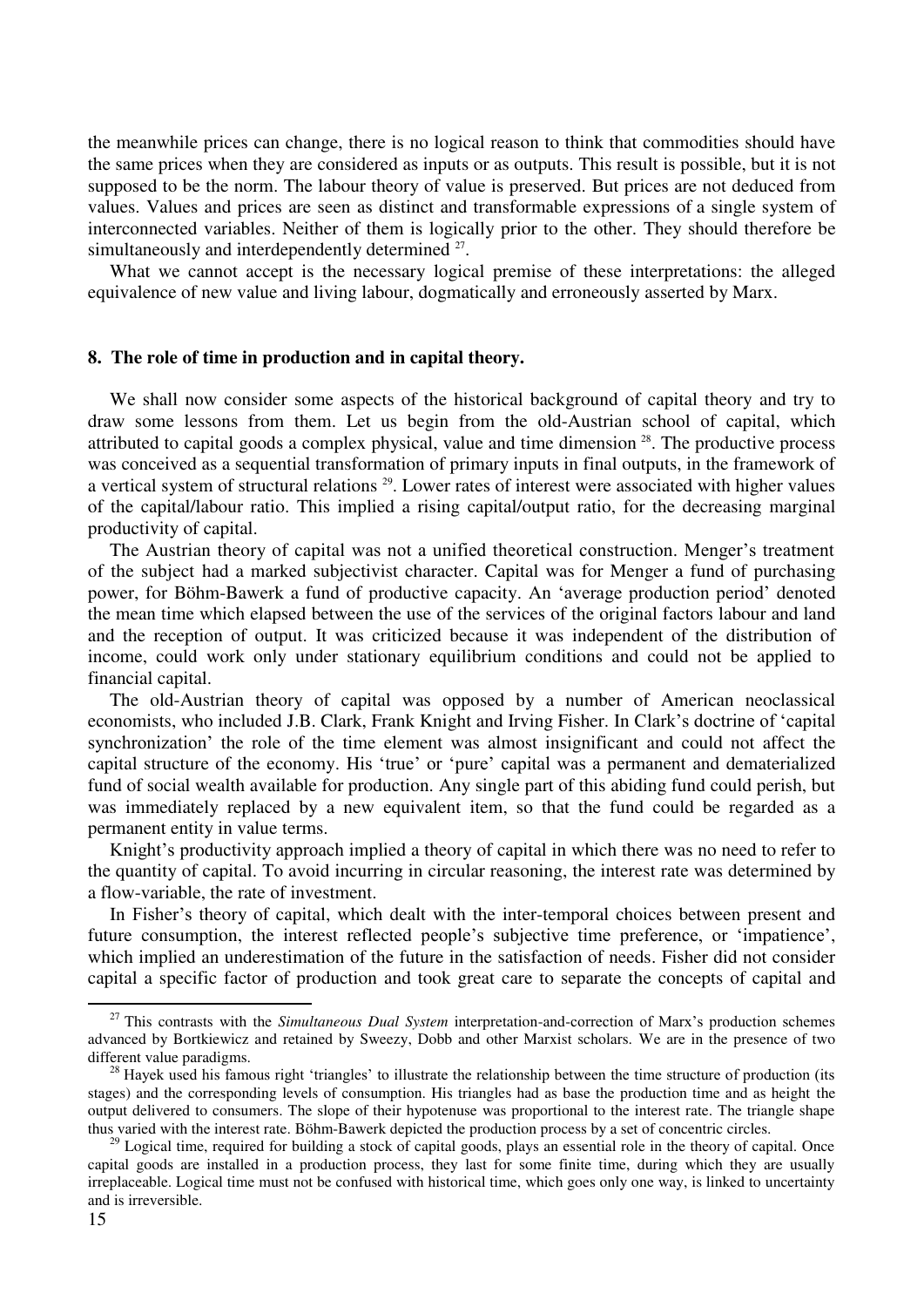the meanwhile prices can change, there is no logical reason to think that commodities should have the same prices when they are considered as inputs or as outputs. This result is possible, but it is not supposed to be the norm. The labour theory of value is preserved. But prices are not deduced from values. Values and prices are seen as distinct and transformable expressions of a single system of interconnected variables. Neither of them is logically prior to the other. They should therefore be simultaneously and interdependently determined [27].

What we cannot accept is the necessary logical premise of these interpretations: the alleged equivalence of new value and living labour, dogmatically and erroneously asserted by Marx.

## 8. The role of time in production and in capital theory.

We shall now consider some aspects of the historical background of capital theory and try to draw some lessons from them. Let us begin from the old-Austrian school of capital, which attributed to capital goods a complex physical, value and time dimension [28]. The productive process was conceived as a sequential transformation of primary inputs in final outputs, in the framework of a vertical system of structural relations [29]. Lower rates of interest were associated with higher values of the capital/labour ratio. This implied a rising capital/output ratio, for the decreasing marginal productivity of capital.

The Austrian theory of capital was not a unified theoretical construction. Menger's treatment of the subject had a marked subjectivist character. Capital was for Menger a fund of purchasing power, for Böhm-Bawerk a fund of productive capacity. An 'average production period' denoted the mean time which elapsed between the use of the services of the original factors labour and land and the reception of output. It was criticized because it was independent of the distribution of income, could work only under stationary equilibrium conditions and could not be applied to financial capital.

The old-Austrian theory of capital was opposed by a number of American neoclassical economists, who included J.B. Clark, Frank Knight and Irving Fisher. In Clark's doctrine of 'capital synchronization' the role of the time element was almost insignificant and could not affect the capital structure of the economy. His 'true' or 'pure' capital was a permanent and dematerialized fund of social wealth available for production. Any single part of this abiding fund could perish, but was immediately replaced by a new equivalent item, so that the fund could be regarded as a permanent entity in value terms.

Knight's productivity approach implied a theory of capital in which there was no need to refer to the quantity of capital. To avoid incurring in circular reasoning, the interest rate was determined by a flow-variable, the rate of investment.

In Fisher's theory of capital, which dealt with the inter-temporal choices between present and future consumption, the interest reflected people's subjective time preference, or 'impatience', which implied an underestimation of the future in the satisfaction of needs. Fisher did not consider capital a specific factor of production and took great care to separate the concepts of capital and

---

[27] This contrasts with the *Simultaneous Dual System* interpretation-and-correction of Marx's production schemes advanced by Bortkiewicz and retained by Sweezy, Dobb and other Marxist scholars. We are in the presence of two different value paradigms.

[28] Hayek used his famous right 'triangles' to illustrate the relationship between the time structure of production (its stages) and the corresponding levels of consumption. His triangles had as base the production time and as height the output delivered to consumers. The slope of their hypotenuse was proportional to the interest rate. The triangle shape thus varied with the interest rate. Böhm-Bawerk depicted the production process by a set of concentric circles.

[29] Logical time, required for building a stock of capital goods, plays an essential role in the theory of capital. Once capital goods are installed in a production process, they last for some finite time, during which they are usually irreplaceable. Logical time must not be confused with historical time, which goes only one way, is linked to uncertainty and is irreversible.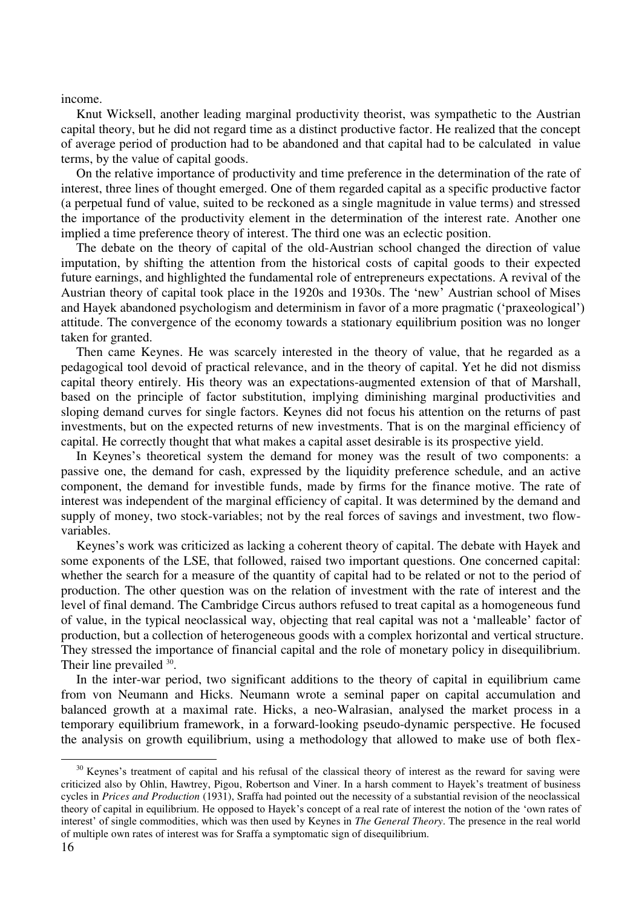income.

Knut Wicksell, another leading marginal productivity theorist, was sympathetic to the Austrian capital theory, but he did not regard time as a distinct productive factor. He realized that the concept of average period of production had to be abandoned and that capital had to be calculated in value terms, by the value of capital goods.

On the relative importance of productivity and time preference in the determination of the rate of interest, three lines of thought emerged. One of them regarded capital as a specific productive factor (a perpetual fund of value, suited to be reckoned as a single magnitude in value terms) and stressed the importance of the productivity element in the determination of the interest rate. Another one implied a time preference theory of interest. The third one was an eclectic position.

The debate on the theory of capital of the old-Austrian school changed the direction of value imputation, by shifting the attention from the historical costs of capital goods to their expected future earnings, and highlighted the fundamental role of entrepreneurs expectations. A revival of the Austrian theory of capital took place in the 1920s and 1930s. The 'new' Austrian school of Mises and Hayek abandoned psychologism and determinism in favor of a more pragmatic ('praxeological') attitude. The convergence of the economy towards a stationary equilibrium position was no longer taken for granted.

Then came Keynes. He was scarcely interested in the theory of value, that he regarded as a pedagogical tool devoid of practical relevance, and in the theory of capital. Yet he did not dismiss capital theory entirely. His theory was an expectations-augmented extension of that of Marshall, based on the principle of factor substitution, implying diminishing marginal productivities and sloping demand curves for single factors. Keynes did not focus his attention on the returns of past investments, but on the expected returns of new investments. That is on the marginal efficiency of capital. He correctly thought that what makes a capital asset desirable is its prospective yield.

In Keynes's theoretical system the demand for money was the result of two components: a passive one, the demand for cash, expressed by the liquidity preference schedule, and an active component, the demand for investible funds, made by firms for the finance motive. The rate of interest was independent of the marginal efficiency of capital. It was determined by the demand and supply of money, two stock-variables; not by the real forces of savings and investment, two flow-variables.

Keynes's work was criticized as lacking a coherent theory of capital. The debate with Hayek and some exponents of the LSE, that followed, raised two important questions. One concerned capital: whether the search for a measure of the quantity of capital had to be related or not to the period of production. The other question was on the relation of investment with the rate of interest and the level of final demand. The Cambridge Circus authors refused to treat capital as a homogeneous fund of value, in the typical neoclassical way, objecting that real capital was not a 'malleable' factor of production, but a collection of heterogeneous goods with a complex horizontal and vertical structure. They stressed the importance of financial capital and the role of monetary policy in disequilibrium. Their line prevailed [30].

In the inter-war period, two significant additions to the theory of capital in equilibrium came from von Neumann and Hicks. Neumann wrote a seminal paper on capital accumulation and balanced growth at a maximal rate. Hicks, a neo-Walrasian, analysed the market process in a temporary equilibrium framework, in a forward-looking pseudo-dynamic perspective. He focused the analysis on growth equilibrium, using a methodology that allowed to make use of both flex-

---

[30] Keynes's treatment of capital and his refusal of the classical theory of interest as the reward for saving were criticized also by Ohlin, Hawtrey, Pigou, Robertson and Viner. In a harsh comment to Hayek's treatment of business cycles in *Prices and Production* (1931), Sraffa had pointed out the necessity of a substantial revision of the neoclassical theory of capital in equilibrium. He opposed to Hayek's concept of a real rate of interest the notion of the 'own rates of interest' of single commodities, which was then used by Keynes in *The General Theory*. The presence in the real world of multiple own rates of interest was for Sraffa a symptomatic sign of disequilibrium.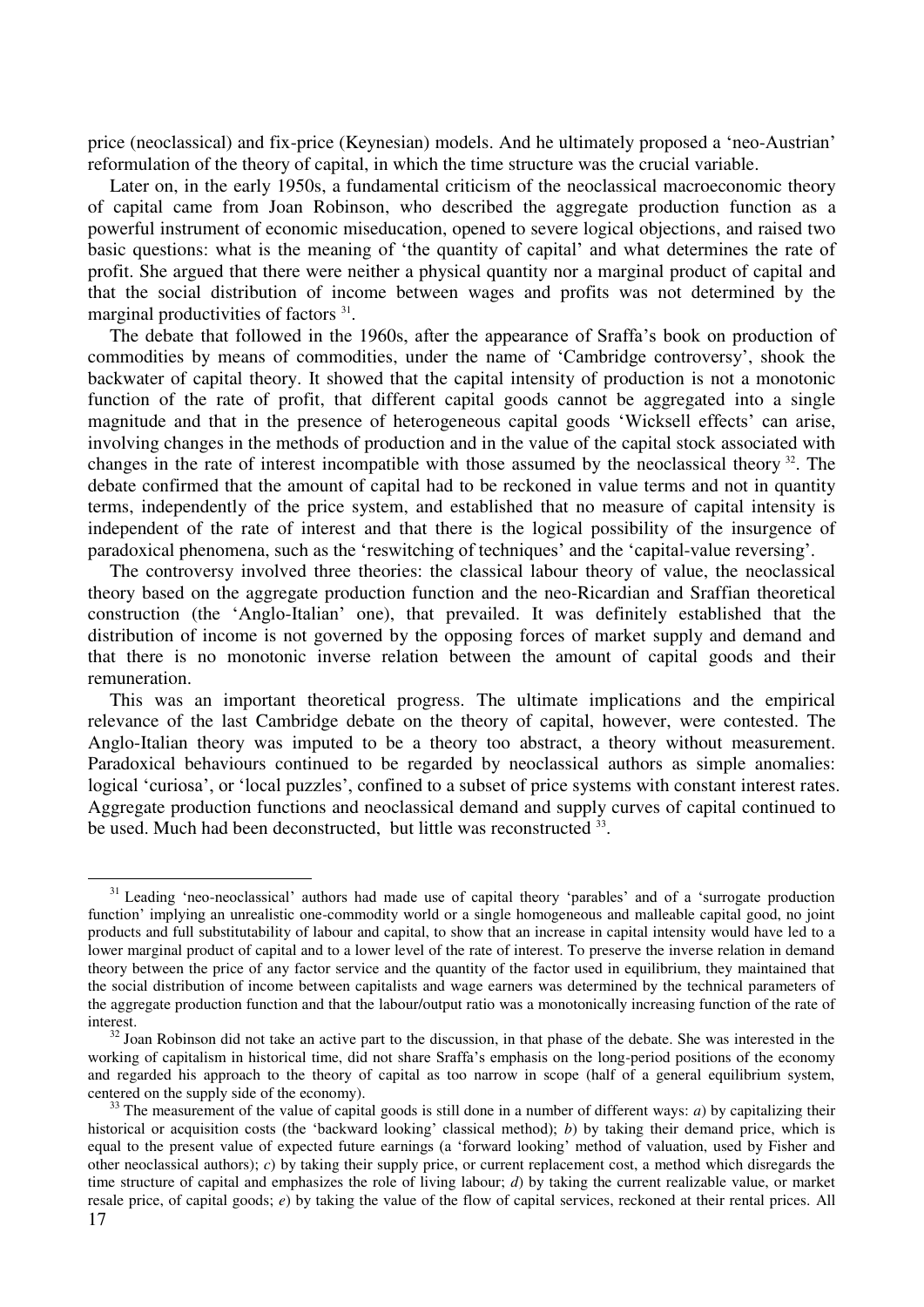price (neoclassical) and fix-price (Keynesian) models. And he ultimately proposed a 'neo-Austrian' reformulation of the theory of capital, in which the time structure was the crucial variable.

Later on, in the early 1950s, a fundamental criticism of the neoclassical macroeconomic theory of capital came from Joan Robinson, who described the aggregate production function as a powerful instrument of economic miseducation, opened to severe logical objections, and raised two basic questions: what is the meaning of 'the quantity of capital' and what determines the rate of profit. She argued that there were neither a physical quantity nor a marginal product of capital and that the social distribution of income between wages and profits was not determined by the marginal productivities of factors [31].

The debate that followed in the 1960s, after the appearance of Sraffa's book on production of commodities by means of commodities, under the name of 'Cambridge controversy', shook the backwater of capital theory. It showed that the capital intensity of production is not a monotonic function of the rate of profit, that different capital goods cannot be aggregated into a single magnitude and that in the presence of heterogeneous capital goods 'Wicksell effects' can arise, involving changes in the methods of production and in the value of the capital stock associated with changes in the rate of interest incompatible with those assumed by the neoclassical theory [32]. The debate confirmed that the amount of capital had to be reckoned in value terms and not in quantity terms, independently of the price system, and established that no measure of capital intensity is independent of the rate of interest and that there is the logical possibility of the insurgence of paradoxical phenomena, such as the 'reswitching of techniques' and the 'capital-value reversing'.

The controversy involved three theories: the classical labour theory of value, the neoclassical theory based on the aggregate production function and the neo-Ricardian and Sraffian theoretical construction (the 'Anglo-Italian' one), that prevailed. It was definitely established that the distribution of income is not governed by the opposing forces of market supply and demand and that there is no monotonic inverse relation between the amount of capital goods and their remuneration.

This was an important theoretical progress. The ultimate implications and the empirical relevance of the last Cambridge debate on the theory of capital, however, were contested. The Anglo-Italian theory was imputed to be a theory too abstract, a theory without measurement. Paradoxical behaviours continued to be regarded by neoclassical authors as simple anomalies: logical 'curiosa', or 'local puzzles', confined to a subset of price systems with constant interest rates. Aggregate production functions and neoclassical demand and supply curves of capital continued to be used. Much had been deconstructed, but little was reconstructed [33].

---

[31] Leading 'neo-neoclassical' authors had made use of capital theory 'parables' and of a 'surrogate production function' implying an unrealistic one-commodity world or a single homogeneous and malleable capital good, no joint products and full substitutability of labour and capital, to show that an increase in capital intensity would have led to a lower marginal product of capital and to a lower level of the rate of interest. To preserve the inverse relation in demand theory between the price of any factor service and the quantity of the factor used in equilibrium, they maintained that the social distribution of income between capitalists and wage earners was determined by the technical parameters of the aggregate production function and that the labour/output ratio was a monotonically increasing function of the rate of interest.

[32] Joan Robinson did not take an active part to the discussion, in that phase of the debate. She was interested in the working of capitalism in historical time, did not share Sraffa's emphasis on the long-period positions of the economy and regarded his approach to the theory of capital as too narrow in scope (half of a general equilibrium system, centered on the supply side of the economy).

[33] The measurement of the value of capital goods is still done in a number of different ways: *a*) by capitalizing their historical or acquisition costs (the 'backward looking' classical method); *b*) by taking their demand price, which is equal to the present value of expected future earnings (a 'forward looking' method of valuation, used by Fisher and other neoclassical authors); *c*) by taking their supply price, or current replacement cost, a method which disregards the time structure of capital and emphasizes the role of living labour; *d*) by taking the current realizable value, or market resale price, of capital goods; *e*) by taking the value of the flow of capital services, reckoned at their rental prices. All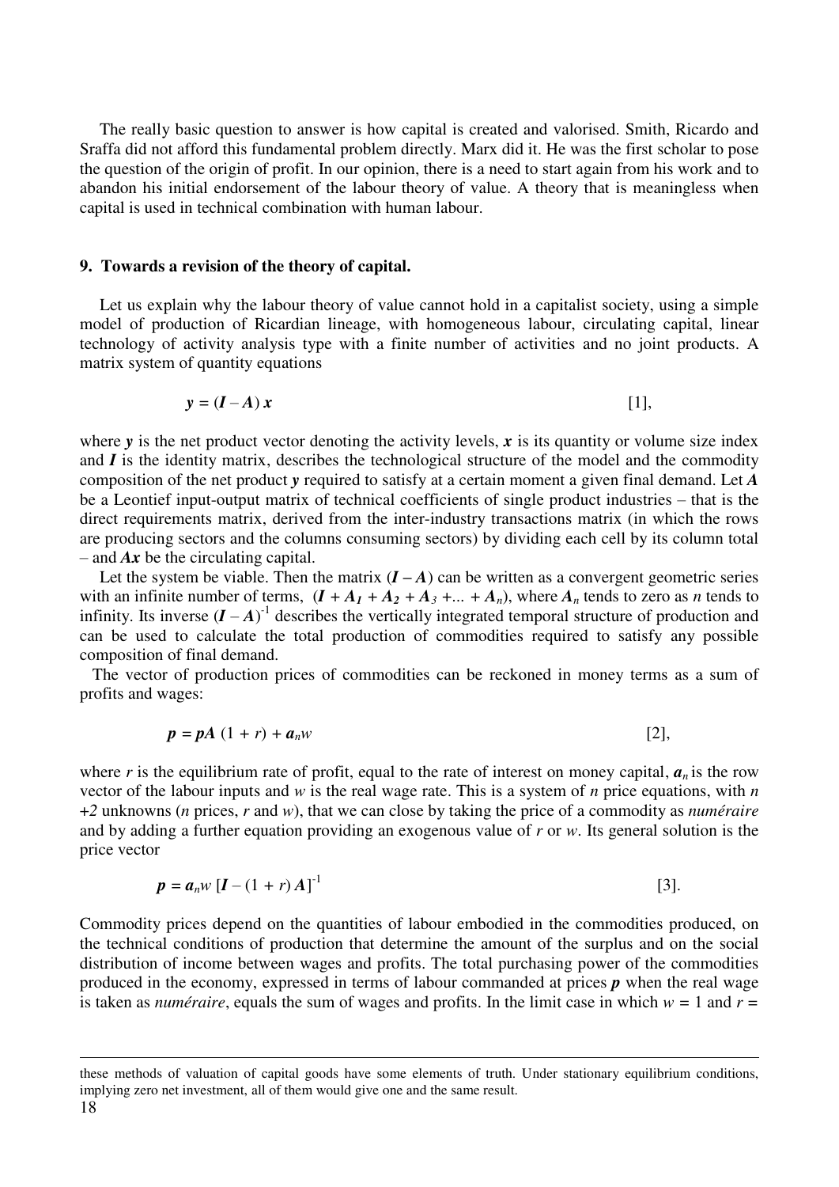The really basic question to answer is how capital is created and valorised. Smith, Ricardo and Sraffa did not afford this fundamental problem directly. Marx did it. He was the first scholar to pose the question of the origin of profit. In our opinion, there is a need to start again from his work and to abandon his initial endorsement of the labour theory of value. A theory that is meaningless when capital is used in technical combination with human labour.

## 9. Towards a revision of the theory of capital.

Let us explain why the labour theory of value cannot hold in a capitalist society, using a simple model of production of Ricardian lineage, with homogeneous labour, circulating capital, linear technology of activity analysis type with a finite number of activities and no joint products. A matrix system of quantity equations

$$\boldsymbol{y} = (\boldsymbol{I} - \boldsymbol{A})\,\boldsymbol{x} \qquad [1],$$

where $\boldsymbol{y}$ is the net product vector denoting the activity levels, $\boldsymbol{x}$ is its quantity or volume size index and $\boldsymbol{I}$ is the identity matrix, describes the technological structure of the model and the commodity composition of the net product $\boldsymbol{y}$ required to satisfy at a certain moment a given final demand. Let $\boldsymbol{A}$ be a Leontief input-output matrix of technical coefficients of single product industries – that is the direct requirements matrix, derived from the inter-industry transactions matrix (in which the rows are producing sectors and the columns consuming sectors) by dividing each cell by its column total – and $\boldsymbol{Ax}$ be the circulating capital.

Let the system be viable. Then the matrix $(\boldsymbol{I} - \boldsymbol{A})$ can be written as a convergent geometric series with an infinite number of terms, $(\boldsymbol{I} + \boldsymbol{A}_1 + \boldsymbol{A}_2 + \boldsymbol{A}_3 + ... + \boldsymbol{A}_n)$, where $\boldsymbol{A}_n$ tends to zero as $n$ tends to infinity. Its inverse $(\boldsymbol{I} - \boldsymbol{A})^{-1}$ describes the vertically integrated temporal structure of production and can be used to calculate the total production of commodities required to satisfy any possible composition of final demand.

The vector of production prices of commodities can be reckoned in money terms as a sum of profits and wages:

$$\boldsymbol{p} = \boldsymbol{pA}\,(1 + r) + \boldsymbol{a}_n w \qquad [2],$$

where $r$ is the equilibrium rate of profit, equal to the rate of interest on money capital, $\boldsymbol{a}_n$ is the row vector of the labour inputs and $w$ is the real wage rate. This is a system of $n$ price equations, with $n+2$ unknowns ($n$ prices, $r$ and $w$), that we can close by taking the price of a commodity as *numéraire* and by adding a further equation providing an exogenous value of $r$ or $w$. Its general solution is the price vector

$$\boldsymbol{p} = \boldsymbol{a}_n w\,[\boldsymbol{I} - (1 + r)\,\boldsymbol{A}]^{-1} \qquad [3].$$

Commodity prices depend on the quantities of labour embodied in the commodities produced, on the technical conditions of production that determine the amount of the surplus and on the social distribution of income between wages and profits. The total purchasing power of the commodities produced in the economy, expressed in terms of labour commanded at prices $\boldsymbol{p}$ when the real wage is taken as *numéraire*, equals the sum of wages and profits. In the limit case in which $w = 1$ and $r =$

these methods of valuation of capital goods have some elements of truth. Under stationary equilibrium conditions, implying zero net investment, all of them would give one and the same result.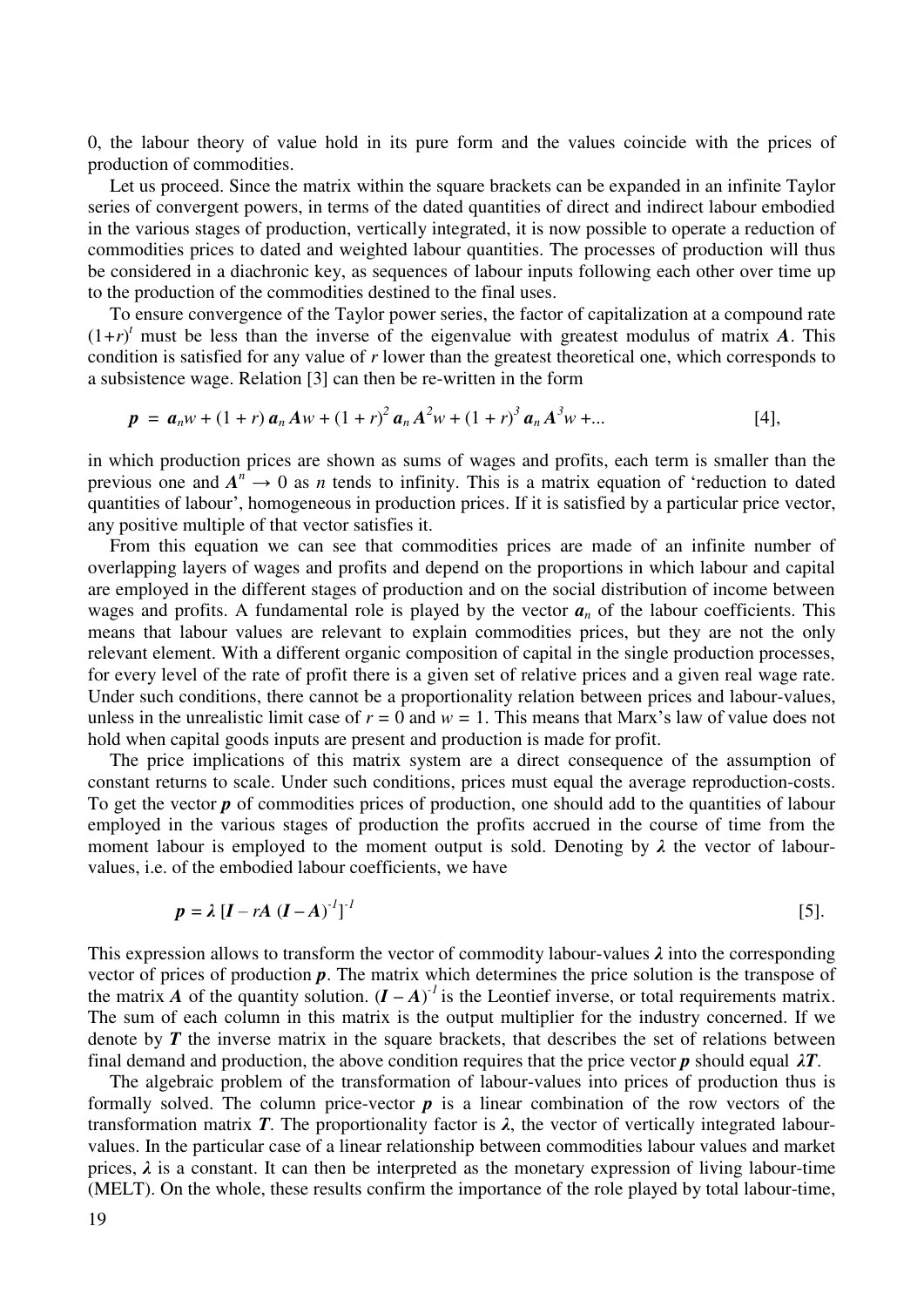0, the labour theory of value hold in its pure form and the values coincide with the prices of production of commodities.

Let us proceed. Since the matrix within the square brackets can be expanded in an infinite Taylor series of convergent powers, in terms of the dated quantities of direct and indirect labour embodied in the various stages of production, vertically integrated, it is now possible to operate a reduction of commodities prices to dated and weighted labour quantities. The processes of production will thus be considered in a diachronic key, as sequences of labour inputs following each other over time up to the production of the commodities destined to the final uses.

To ensure convergence of the Taylor power series, the factor of capitalization at a compound rate $(1+r)^t$ must be less than the inverse of the eigenvalue with greatest modulus of matrix $\boldsymbol{A}$. This condition is satisfied for any value of $r$ lower than the greatest theoretical one, which corresponds to a subsistence wage. Relation [3] can then be re-written in the form

$$\boldsymbol{p} = \boldsymbol{a}_n w + (1 + r)\, \boldsymbol{a}_n \boldsymbol{A} w + (1 + r)^2\, \boldsymbol{a}_n \boldsymbol{A}^2 w + (1 + r)^3\, \boldsymbol{a}_n \boldsymbol{A}^3 w + ... \qquad [4],$$

in which production prices are shown as sums of wages and profits, each term is smaller than the previous one and $\boldsymbol{A}^n \rightarrow 0$ as $n$ tends to infinity. This is a matrix equation of 'reduction to dated quantities of labour', homogeneous in production prices. If it is satisfied by a particular price vector, any positive multiple of that vector satisfies it.

From this equation we can see that commodities prices are made of an infinite number of overlapping layers of wages and profits and depend on the proportions in which labour and capital are employed in the different stages of production and on the social distribution of income between wages and profits. A fundamental role is played by the vector $\boldsymbol{a}_n$ of the labour coefficients. This means that labour values are relevant to explain commodities prices, but they are not the only relevant element. With a different organic composition of capital in the single production processes, for every level of the rate of profit there is a given set of relative prices and a given real wage rate. Under such conditions, there cannot be a proportionality relation between prices and labour-values, unless in the unrealistic limit case of $r = 0$ and $w = 1$. This means that Marx's law of value does not hold when capital goods inputs are present and production is made for profit.

The price implications of this matrix system are a direct consequence of the assumption of constant returns to scale. Under such conditions, prices must equal the average reproduction-costs. To get the vector $\boldsymbol{p}$ of commodities prices of production, one should add to the quantities of labour employed in the various stages of production the profits accrued in the course of time from the moment labour is employed to the moment output is sold. Denoting by $\boldsymbol{\lambda}$ the vector of labour-values, i.e. of the embodied labour coefficients, we have

$$\boldsymbol{p} = \boldsymbol{\lambda}\, [\boldsymbol{I} - r\boldsymbol{A}\, (\boldsymbol{I} - \boldsymbol{A})^{-1}]^{-1} \qquad [5].$$

This expression allows to transform the vector of commodity labour-values $\boldsymbol{\lambda}$ into the corresponding vector of prices of production $\boldsymbol{p}$. The matrix which determines the price solution is the transpose of the matrix $\boldsymbol{A}$ of the quantity solution. $(\boldsymbol{I} - \boldsymbol{A})^{-1}$ is the Leontief inverse, or total requirements matrix. The sum of each column in this matrix is the output multiplier for the industry concerned. If we denote by $\boldsymbol{T}$ the inverse matrix in the square brackets, that describes the set of relations between final demand and production, the above condition requires that the price vector $\boldsymbol{p}$ should equal $\boldsymbol{\lambda T}$.

The algebraic problem of the transformation of labour-values into prices of production thus is formally solved. The column price-vector $\boldsymbol{p}$ is a linear combination of the row vectors of the transformation matrix $\boldsymbol{T}$. The proportionality factor is $\boldsymbol{\lambda}$, the vector of vertically integrated labour-values. In the particular case of a linear relationship between commodities labour values and market prices, $\boldsymbol{\lambda}$ is a constant. It can then be interpreted as the monetary expression of living labour-time (MELT). On the whole, these results confirm the importance of the role played by total labour-time,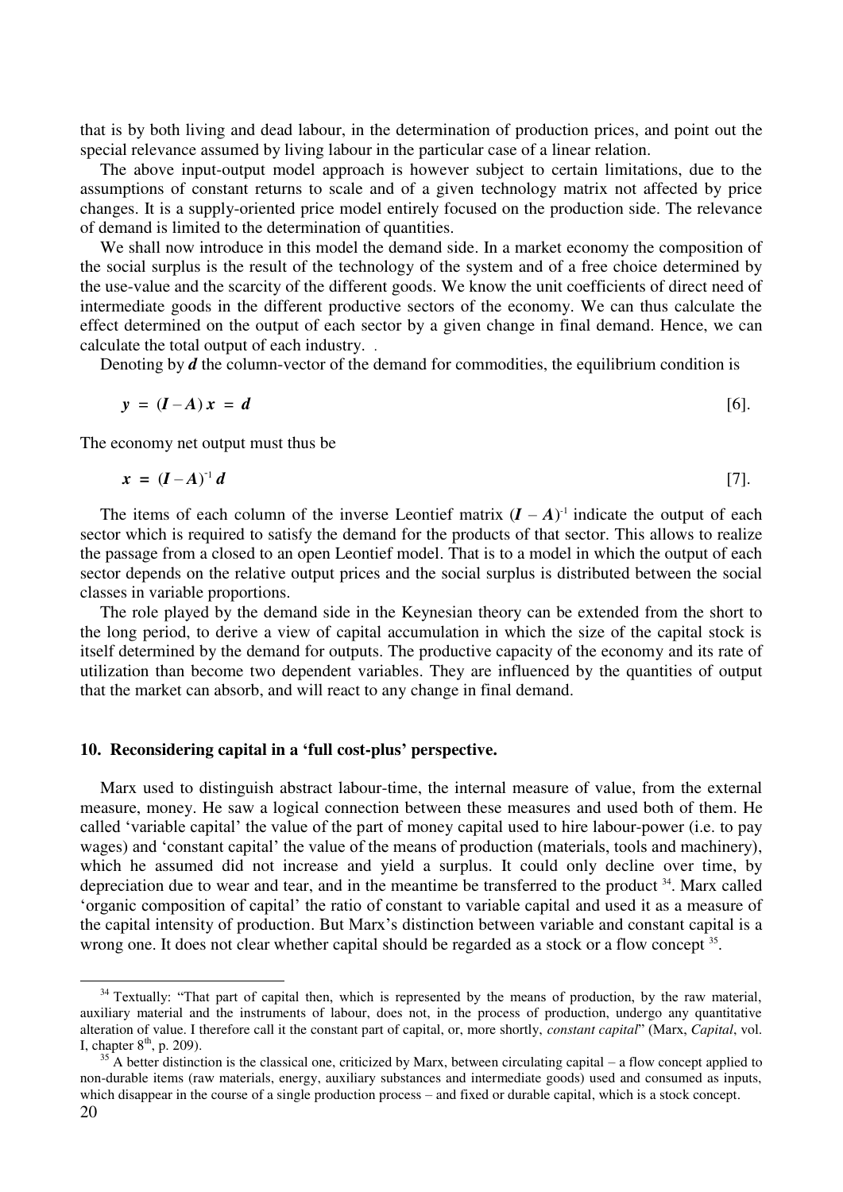that is by both living and dead labour, in the determination of production prices, and point out the special relevance assumed by living labour in the particular case of a linear relation.

The above input-output model approach is however subject to certain limitations, due to the assumptions of constant returns to scale and of a given technology matrix not affected by price changes. It is a supply-oriented price model entirely focused on the production side. The relevance of demand is limited to the determination of quantities.

We shall now introduce in this model the demand side. In a market economy the composition of the social surplus is the result of the technology of the system and of a free choice determined by the use-value and the scarcity of the different goods. We know the unit coefficients of direct need of intermediate goods in the different productive sectors of the economy. We can thus calculate the effect determined on the output of each sector by a given change in final demand. Hence, we can calculate the total output of each industry. .

Denoting by $\boldsymbol{d}$ the column-vector of the demand for commodities, the equilibrium condition is

$$\boldsymbol{y} = (\boldsymbol{I} - \boldsymbol{A})\,\boldsymbol{x} = \boldsymbol{d} \qquad [6].$$

The economy net output must thus be

$$\boldsymbol{x} = (\boldsymbol{I} - \boldsymbol{A})^{-1}\,\boldsymbol{d} \qquad [7].$$

The items of each column of the inverse Leontief matrix $(\boldsymbol{I} - \boldsymbol{A})^{-1}$ indicate the output of each sector which is required to satisfy the demand for the products of that sector. This allows to realize the passage from a closed to an open Leontief model. That is to a model in which the output of each sector depends on the relative output prices and the social surplus is distributed between the social classes in variable proportions.

The role played by the demand side in the Keynesian theory can be extended from the short to the long period, to derive a view of capital accumulation in which the size of the capital stock is itself determined by the demand for outputs. The productive capacity of the economy and its rate of utilization than become two dependent variables. They are influenced by the quantities of output that the market can absorb, and will react to any change in final demand.

## 10. Reconsidering capital in a 'full cost-plus' perspective.

Marx used to distinguish abstract labour-time, the internal measure of value, from the external measure, money. He saw a logical connection between these measures and used both of them. He called 'variable capital' the value of the part of money capital used to hire labour-power (i.e. to pay wages) and 'constant capital' the value of the means of production (materials, tools and machinery), which he assumed did not increase and yield a surplus. It could only decline over time, by depreciation due to wear and tear, and in the meantime be transferred to the product [34]. Marx called 'organic composition of capital' the ratio of constant to variable capital and used it as a measure of the capital intensity of production. But Marx's distinction between variable and constant capital is a wrong one. It does not clear whether capital should be regarded as a stock or a flow concept [35].

---

[34] Textually: "That part of capital then, which is represented by the means of production, by the raw material, auxiliary material and the instruments of labour, does not, in the process of production, undergo any quantitative alteration of value. I therefore call it the constant part of capital, or, more shortly, *constant capital*" (Marx, *Capital*, vol. I, chapter 8th, p. 209).

[35] A better distinction is the classical one, criticized by Marx, between circulating capital – a flow concept applied to non-durable items (raw materials, energy, auxiliary substances and intermediate goods) used and consumed as inputs, which disappear in the course of a single production process – and fixed or durable capital, which is a stock concept.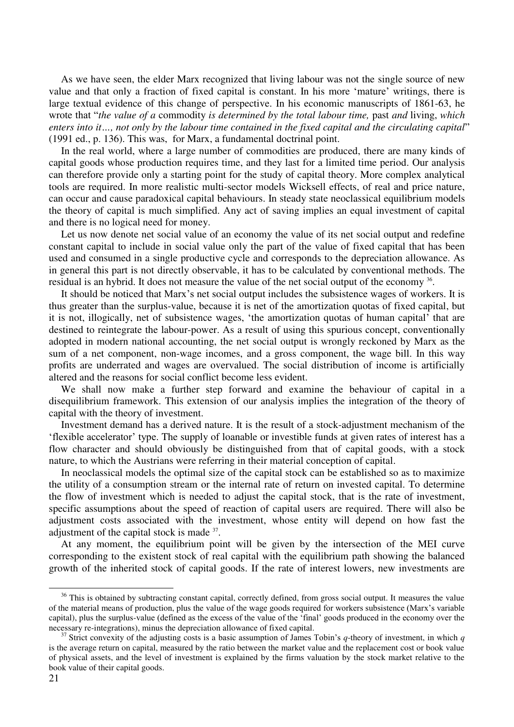As we have seen, the elder Marx recognized that living labour was not the single source of new value and that only a fraction of fixed capital is constant. In his more 'mature' writings, there is large textual evidence of this change of perspective. In his economic manuscripts of 1861-63, he wrote that "*the value of a* commodity *is determined by the total labour time,* past *and* living, *which enters into it…, not only by the labour time contained in the fixed capital and the circulating capital*" (1991 ed., p. 136). This was, for Marx, a fundamental doctrinal point.

In the real world, where a large number of commodities are produced, there are many kinds of capital goods whose production requires time, and they last for a limited time period. Our analysis can therefore provide only a starting point for the study of capital theory. More complex analytical tools are required. In more realistic multi-sector models Wicksell effects, of real and price nature, can occur and cause paradoxical capital behaviours. In steady state neoclassical equilibrium models the theory of capital is much simplified. Any act of saving implies an equal investment of capital and there is no logical need for money.

Let us now denote net social value of an economy the value of its net social output and redefine constant capital to include in social value only the part of the value of fixed capital that has been used and consumed in a single productive cycle and corresponds to the depreciation allowance. As in general this part is not directly observable, it has to be calculated by conventional methods. The residual is an hybrid. It does not measure the value of the net social output of the economy [36].

It should be noticed that Marx's net social output includes the subsistence wages of workers. It is thus greater than the surplus-value, because it is net of the amortization quotas of fixed capital, but it is not, illogically, net of subsistence wages, 'the amortization quotas of human capital' that are destined to reintegrate the labour-power. As a result of using this spurious concept, conventionally adopted in modern national accounting, the net social output is wrongly reckoned by Marx as the sum of a net component, non-wage incomes, and a gross component, the wage bill. In this way profits are underrated and wages are overvalued. The social distribution of income is artificially altered and the reasons for social conflict become less evident.

We shall now make a further step forward and examine the behaviour of capital in a disequilibrium framework. This extension of our analysis implies the integration of the theory of capital with the theory of investment.

Investment demand has a derived nature. It is the result of a stock-adjustment mechanism of the 'flexible accelerator' type. The supply of loanable or investible funds at given rates of interest has a flow character and should obviously be distinguished from that of capital goods, with a stock nature, to which the Austrians were referring in their material conception of capital.

In neoclassical models the optimal size of the capital stock can be established so as to maximize the utility of a consumption stream or the internal rate of return on invested capital. To determine the flow of investment which is needed to adjust the capital stock, that is the rate of investment, specific assumptions about the speed of reaction of capital users are required. There will also be adjustment costs associated with the investment, whose entity will depend on how fast the adjustment of the capital stock is made [37].

At any moment, the equilibrium point will be given by the intersection of the MEI curve corresponding to the existent stock of real capital with the equilibrium path showing the balanced growth of the inherited stock of capital goods. If the rate of interest lowers, new investments are

---

[36] This is obtained by subtracting constant capital, correctly defined, from gross social output. It measures the value of the material means of production, plus the value of the wage goods required for workers subsistence (Marx's variable capital), plus the surplus-value (defined as the excess of the value of the 'final' goods produced in the economy over the necessary re-integrations), minus the depreciation allowance of fixed capital.

[37] Strict convexity of the adjusting costs is a basic assumption of James Tobin's $q$-theory of investment, in which $q$ is the average return on capital, measured by the ratio between the market value and the replacement cost or book value of physical assets, and the level of investment is explained by the firms valuation by the stock market relative to the book value of their capital goods.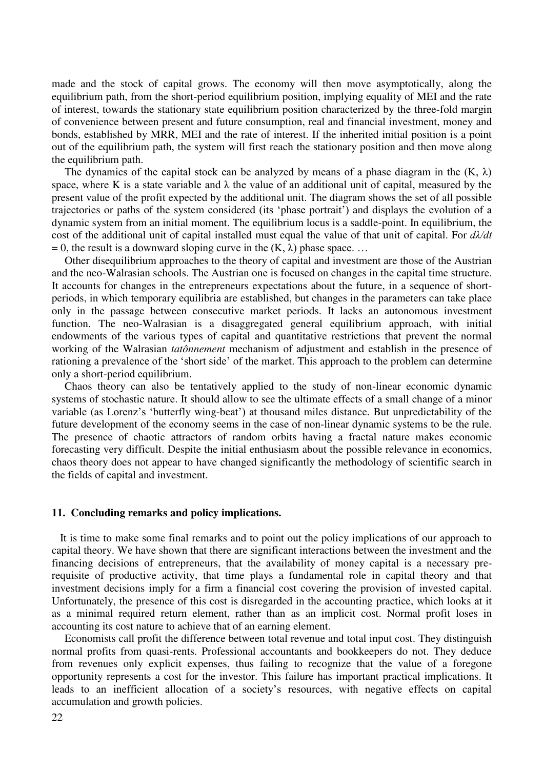made and the stock of capital grows. The economy will then move asymptotically, along the equilibrium path, from the short-period equilibrium position, implying equality of MEI and the rate of interest, towards the stationary state equilibrium position characterized by the three-fold margin of convenience between present and future consumption, real and financial investment, money and bonds, established by MRR, MEI and the rate of interest. If the inherited initial position is a point out of the equilibrium path, the system will first reach the stationary position and then move along the equilibrium path.

The dynamics of the capital stock can be analyzed by means of a phase diagram in the (K, $\lambda$) space, where K is a state variable and $\lambda$ the value of an additional unit of capital, measured by the present value of the profit expected by the additional unit. The diagram shows the set of all possible trajectories or paths of the system considered (its 'phase portrait') and displays the evolution of a dynamic system from an initial moment. The equilibrium locus is a saddle-point. In equilibrium, the cost of the additional unit of capital installed must equal the value of that unit of capital. For $d\lambda/dt = 0$, the result is a downward sloping curve in the (K, $\lambda$) phase space. …

Other disequilibrium approaches to the theory of capital and investment are those of the Austrian and the neo-Walrasian schools. The Austrian one is focused on changes in the capital time structure. It accounts for changes in the entrepreneurs expectations about the future, in a sequence of short-periods, in which temporary equilibria are established, but changes in the parameters can take place only in the passage between consecutive market periods. It lacks an autonomous investment function. The neo-Walrasian is a disaggregated general equilibrium approach, with initial endowments of the various types of capital and quantitative restrictions that prevent the normal working of the Walrasian *tatônnement* mechanism of adjustment and establish in the presence of rationing a prevalence of the 'short side' of the market. This approach to the problem can determine only a short-period equilibrium.

Chaos theory can also be tentatively applied to the study of non-linear economic dynamic systems of stochastic nature. It should allow to see the ultimate effects of a small change of a minor variable (as Lorenz's 'butterfly wing-beat') at thousand miles distance. But unpredictability of the future development of the economy seems in the case of non-linear dynamic systems to be the rule. The presence of chaotic attractors of random orbits having a fractal nature makes economic forecasting very difficult. Despite the initial enthusiasm about the possible relevance in economics, chaos theory does not appear to have changed significantly the methodology of scientific search in the fields of capital and investment.

## 11. Concluding remarks and policy implications.

It is time to make some final remarks and to point out the policy implications of our approach to capital theory. We have shown that there are significant interactions between the investment and the financing decisions of entrepreneurs, that the availability of money capital is a necessary pre-requisite of productive activity, that time plays a fundamental role in capital theory and that investment decisions imply for a firm a financial cost covering the provision of invested capital. Unfortunately, the presence of this cost is disregarded in the accounting practice, which looks at it as a minimal required return element, rather than as an implicit cost. Normal profit loses in accounting its cost nature to achieve that of an earning element.

Economists call profit the difference between total revenue and total input cost. They distinguish normal profits from quasi-rents. Professional accountants and bookkeepers do not. They deduce from revenues only explicit expenses, thus failing to recognize that the value of a foregone opportunity represents a cost for the investor. This failure has important practical implications. It leads to an inefficient allocation of a society's resources, with negative effects on capital accumulation and growth policies.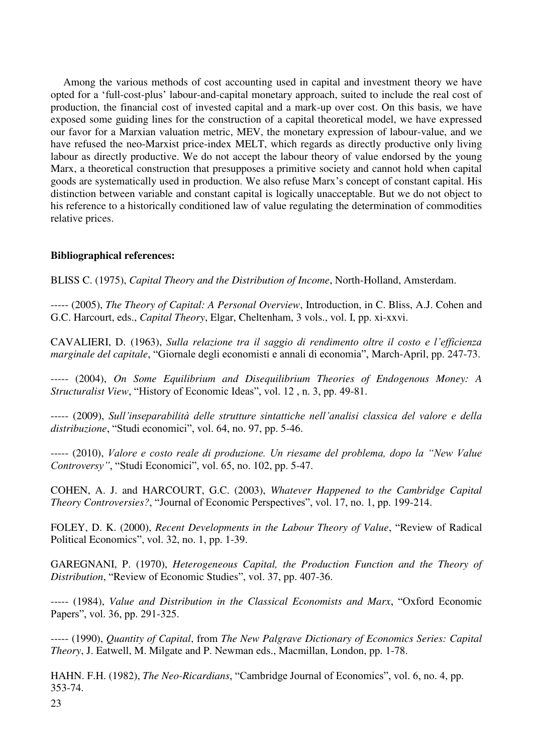Among the various methods of cost accounting used in capital and investment theory we have opted for a 'full-cost-plus' labour-and-capital monetary approach, suited to include the real cost of production, the financial cost of invested capital and a mark-up over cost. On this basis, we have exposed some guiding lines for the construction of a capital theoretical model, we have expressed our favor for a Marxian valuation metric, MEV, the monetary expression of labour-value, and we have refused the neo-Marxist price-index MELT, which regards as directly productive only living labour as directly productive. We do not accept the labour theory of value endorsed by the young Marx, a theoretical construction that presupposes a primitive society and cannot hold when capital goods are systematically used in production. We also refuse Marx's concept of constant capital. His distinction between variable and constant capital is logically unacceptable. But we do not object to his reference to a historically conditioned law of value regulating the determination of commodities relative prices.

**Bibliographical references:**

BLISS C. (1975), *Capital Theory and the Distribution of Income*, North-Holland, Amsterdam.

----- (2005), *The Theory of Capital: A Personal Overview*, Introduction, in C. Bliss, A.J. Cohen and G.C. Harcourt, eds., *Capital Theory*, Elgar, Cheltenham, 3 vols., vol. I, pp. xi-xxvi.

CAVALIERI, D. (1963), *Sulla relazione tra il saggio di rendimento oltre il costo e l'efficienza marginale del capitale*, "Giornale degli economisti e annali di economia", March-April, pp. 247-73.

----- (2004), *On Some Equilibrium and Disequilibrium Theories of Endogenous Money: A Structuralist View*, "History of Economic Ideas", vol. 12 , n. 3, pp. 49-81.

----- (2009), *Sull'inseparabilità delle strutture sintattiche nell'analisi classica del valore e della distribuzione*, "Studi economici", vol. 64, no. 97, pp. 5-46.

----- (2010), *Valore e costo reale di produzione. Un riesame del problema, dopo la "New Value Controversy"*, "Studi Economici", vol. 65, no. 102, pp. 5-47.

COHEN, A. J. and HARCOURT, G.C. (2003), *Whatever Happened to the Cambridge Capital Theory Controversies?*, "Journal of Economic Perspectives", vol. 17, no. 1, pp. 199-214.

FOLEY, D. K. (2000), *Recent Developments in the Labour Theory of Value*, "Review of Radical Political Economics", vol. 32, no. 1, pp. 1-39.

GAREGNANI, P. (1970), *Heterogeneous Capital, the Production Function and the Theory of Distribution*, "Review of Economic Studies", vol. 37, pp. 407-36.

----- (1984), *Value and Distribution in the Classical Economists and Marx*, "Oxford Economic Papers", vol. 36, pp. 291-325.

----- (1990), *Quantity of Capital*, from *The New Palgrave Dictionary of Economics Series: Capital Theory*, J. Eatwell, M. Milgate and P. Newman eds., Macmillan, London, pp. 1-78.

HAHN. F.H. (1982), *The Neo-Ricardians*, "Cambridge Journal of Economics", vol. 6, no. 4, pp. 353-74.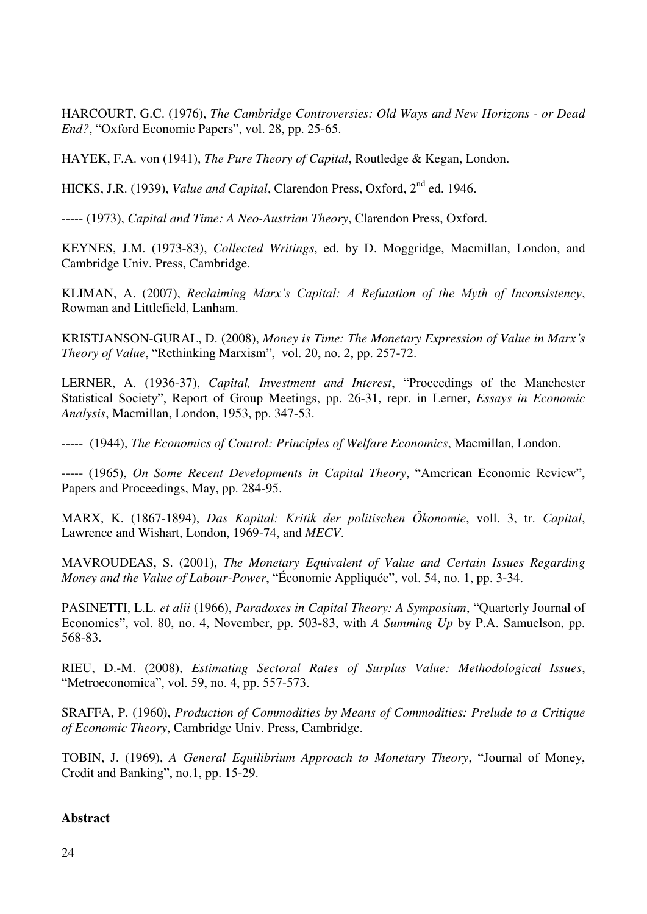HARCOURT, G.C. (1976), *The Cambridge Controversies: Old Ways and New Horizons - or Dead End?*, "Oxford Economic Papers", vol. 28, pp. 25-65.

HAYEK, F.A. von (1941), *The Pure Theory of Capital*, Routledge & Kegan, London.

HICKS, J.R. (1939), *Value and Capital*, Clarendon Press, Oxford, 2nd ed. 1946.

----- (1973), *Capital and Time: A Neo-Austrian Theory*, Clarendon Press, Oxford.

KEYNES, J.M. (1973-83), *Collected Writings*, ed. by D. Moggridge, Macmillan, London, and Cambridge Univ. Press, Cambridge.

KLIMAN, A. (2007), *Reclaiming Marx's Capital: A Refutation of the Myth of Inconsistency*, Rowman and Littlefield, Lanham.

KRISTJANSON-GURAL, D. (2008), *Money is Time: The Monetary Expression of Value in Marx's Theory of Value*, "Rethinking Marxism", vol. 20, no. 2, pp. 257-72.

LERNER, A. (1936-37), *Capital, Investment and Interest*, "Proceedings of the Manchester Statistical Society", Report of Group Meetings, pp. 26-31, repr. in Lerner, *Essays in Economic Analysis*, Macmillan, London, 1953, pp. 347-53.

----- (1944), *The Economics of Control: Principles of Welfare Economics*, Macmillan, London.

----- (1965), *On Some Recent Developments in Capital Theory*, "American Economic Review", Papers and Proceedings, May, pp. 284-95.

MARX, K. (1867-1894), *Das Kapital: Kritik der politischen Őkonomie*, voll. 3, tr. *Capital*, Lawrence and Wishart, London, 1969-74, and *MECV*.

MAVROUDEAS, S. (2001), *The Monetary Equivalent of Value and Certain Issues Regarding Money and the Value of Labour-Power*, "Économie Appliquée", vol. 54, no. 1, pp. 3-34.

PASINETTI, L.L. *et alii* (1966), *Paradoxes in Capital Theory: A Symposium*, "Quarterly Journal of Economics", vol. 80, no. 4, November, pp. 503-83, with *A Summing Up* by P.A. Samuelson, pp. 568-83.

RIEU, D.-M. (2008), *Estimating Sectoral Rates of Surplus Value: Methodological Issues*, "Metroeconomica", vol. 59, no. 4, pp. 557-573.

SRAFFA, P. (1960), *Production of Commodities by Means of Commodities: Prelude to a Critique of Economic Theory*, Cambridge Univ. Press, Cambridge.

TOBIN, J. (1969), *A General Equilibrium Approach to Monetary Theory*, "Journal of Money, Credit and Banking", no.1, pp. 15-29.

**Abstract**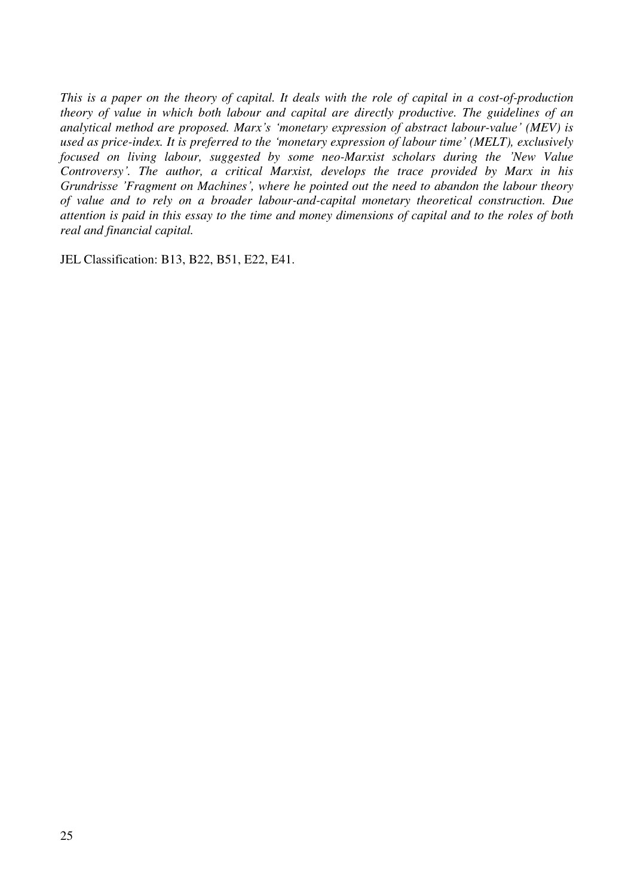*This is a paper on the theory of capital. It deals with the role of capital in a cost-of-production theory of value in which both labour and capital are directly productive. The guidelines of an analytical method are proposed. Marx's 'monetary expression of abstract labour-value' (MEV) is used as price-index. It is preferred to the 'monetary expression of labour time' (MELT), exclusively focused on living labour, suggested by some neo-Marxist scholars during the 'New Value Controversy'. The author, a critical Marxist, develops the trace provided by Marx in his Grundrisse 'Fragment on Machines', where he pointed out the need to abandon the labour theory of value and to rely on a broader labour-and-capital monetary theoretical construction. Due attention is paid in this essay to the time and money dimensions of capital and to the roles of both real and financial capital.*

JEL Classification: B13, B22, B51, E22, E41.